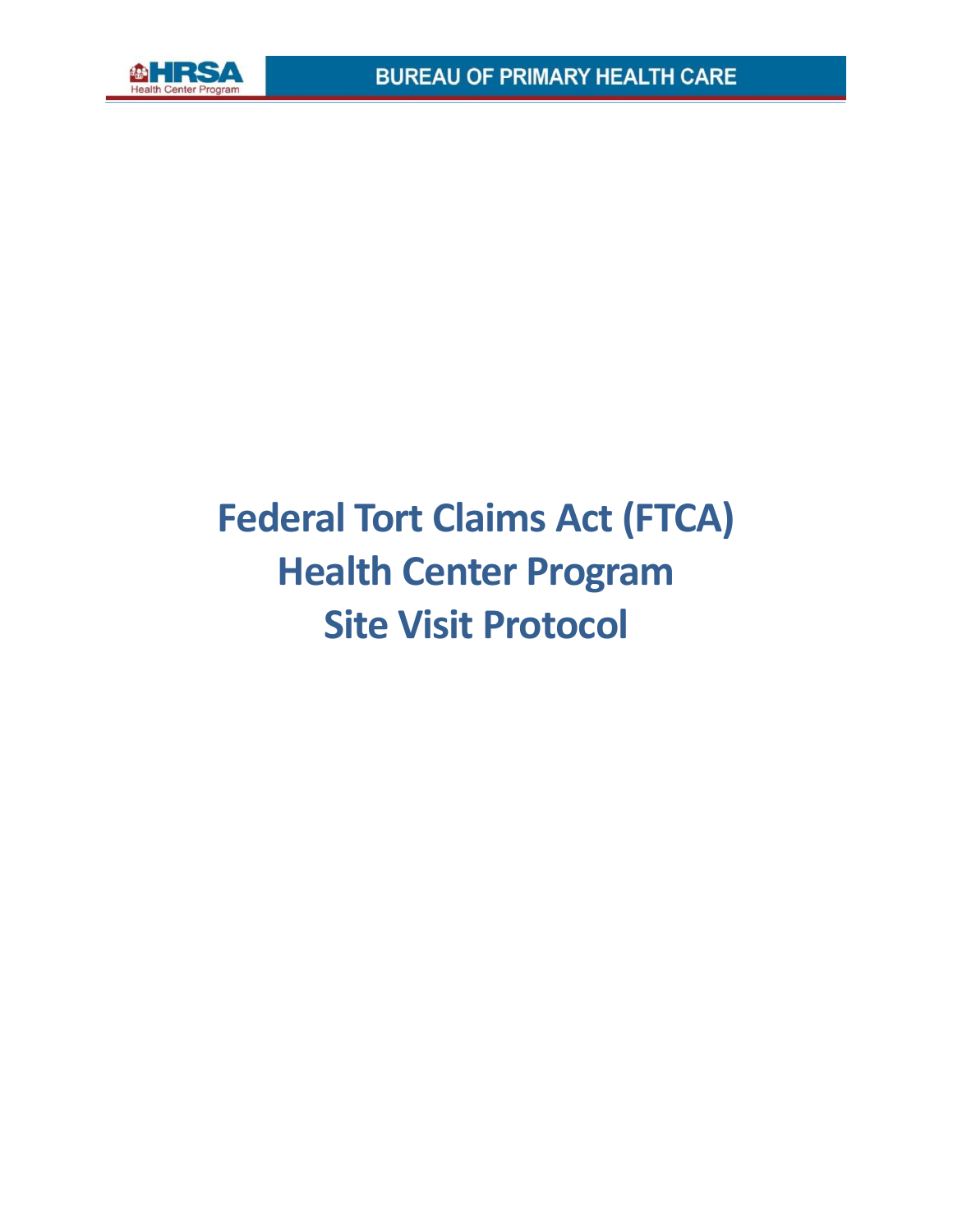# Federal Tort Claims Act (FTCA) Health Center Program Site Visit Protocol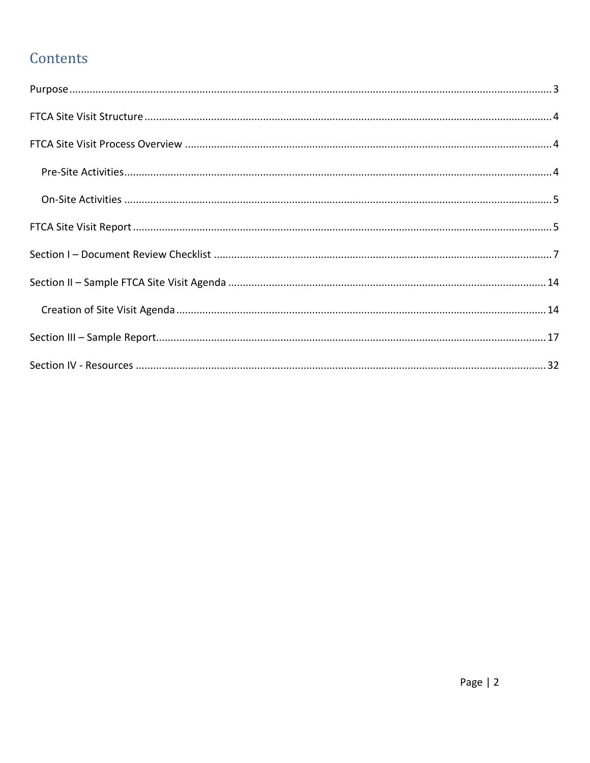# Contents

Purpose .......... 3

FTCA Site Visit Structure .......... 4

FTCA Site Visit Process Overview .......... 4

- Pre-Site Activities .......... 4
- On-Site Activities .......... 5

FTCA Site Visit Report .......... 5

Section I – Document Review Checklist .......... 7

Section II – Sample FTCA Site Visit Agenda .......... 14

- Creation of Site Visit Agenda .......... 14

Section III – Sample Report .......... 17

Section IV - Resources .......... 32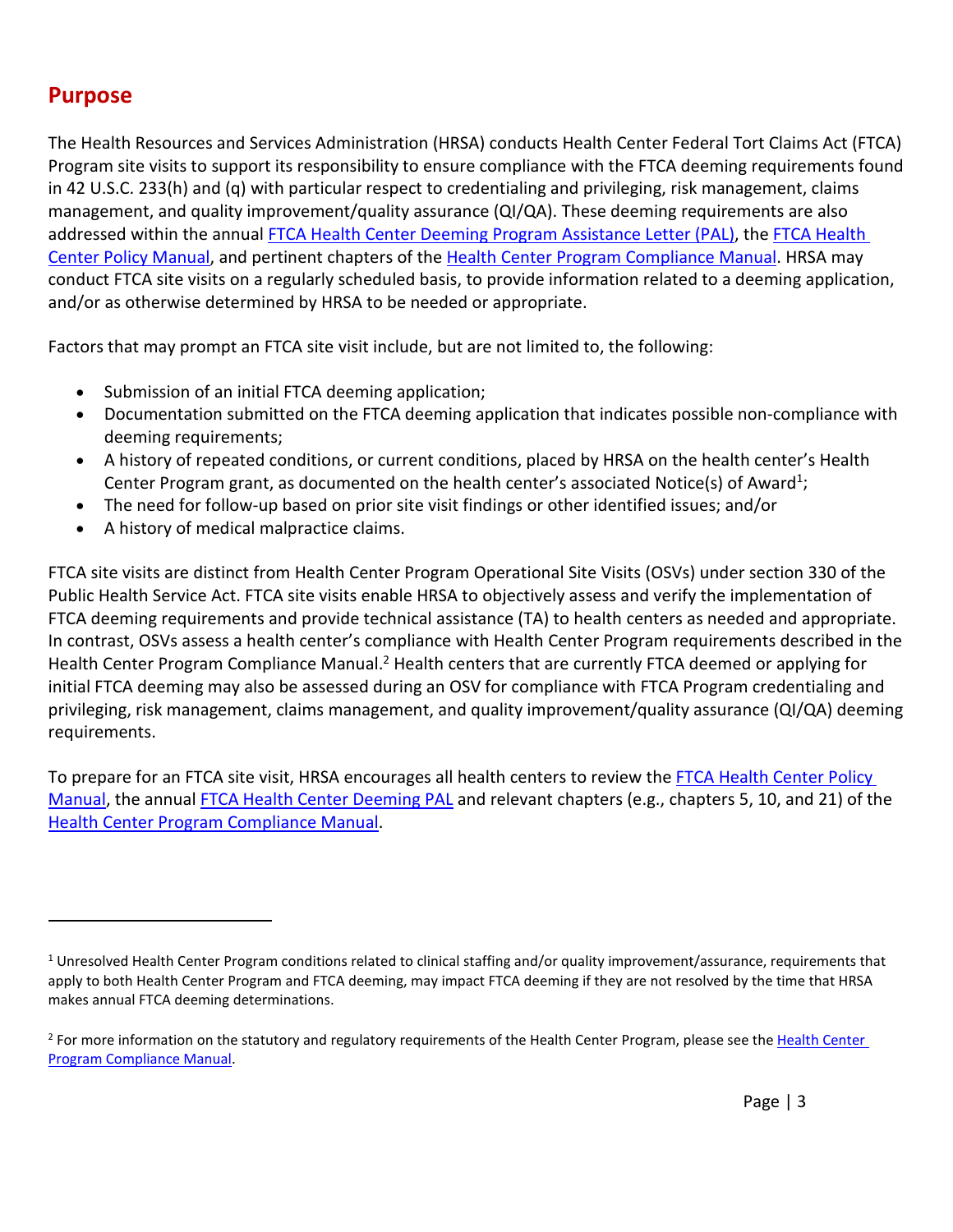## Purpose

The Health Resources and Services Administration (HRSA) conducts Health Center Federal Tort Claims Act (FTCA) Program site visits to support its responsibility to ensure compliance with the FTCA deeming requirements found in 42 U.S.C. 233(h) and (q) with particular respect to credentialing and privileging, risk management, claims management, and quality improvement/quality assurance (QI/QA). These deeming requirements are also addressed within the annual FTCA Health Center Deeming Program Assistance Letter (PAL), the FTCA Health Center Policy Manual, and pertinent chapters of the Health Center Program Compliance Manual. HRSA may conduct FTCA site visits on a regularly scheduled basis, to provide information related to a deeming application, and/or as otherwise determined by HRSA to be needed or appropriate.

Factors that may prompt an FTCA site visit include, but are not limited to, the following:

- Submission of an initial FTCA deeming application;
- Documentation submitted on the FTCA deeming application that indicates possible non-compliance with deeming requirements;
- A history of repeated conditions, or current conditions, placed by HRSA on the health center's Health Center Program grant, as documented on the health center's associated Notice(s) of Award[1];
- The need for follow-up based on prior site visit findings or other identified issues; and/or
- A history of medical malpractice claims.

FTCA site visits are distinct from Health Center Program Operational Site Visits (OSVs) under section 330 of the Public Health Service Act. FTCA site visits enable HRSA to objectively assess and verify the implementation of FTCA deeming requirements and provide technical assistance (TA) to health centers as needed and appropriate. In contrast, OSVs assess a health center's compliance with Health Center Program requirements described in the Health Center Program Compliance Manual.[2] Health centers that are currently FTCA deemed or applying for initial FTCA deeming may also be assessed during an OSV for compliance with FTCA Program credentialing and privileging, risk management, claims management, and quality improvement/quality assurance (QI/QA) deeming requirements.

To prepare for an FTCA site visit, HRSA encourages all health centers to review the FTCA Health Center Policy Manual, the annual FTCA Health Center Deeming PAL and relevant chapters (e.g., chapters 5, 10, and 21) of the Health Center Program Compliance Manual.

---

[1] Unresolved Health Center Program conditions related to clinical staffing and/or quality improvement/assurance, requirements that apply to both Health Center Program and FTCA deeming, may impact FTCA deeming if they are not resolved by the time that HRSA makes annual FTCA deeming determinations.

[2] For more information on the statutory and regulatory requirements of the Health Center Program, please see the Health Center Program Compliance Manual.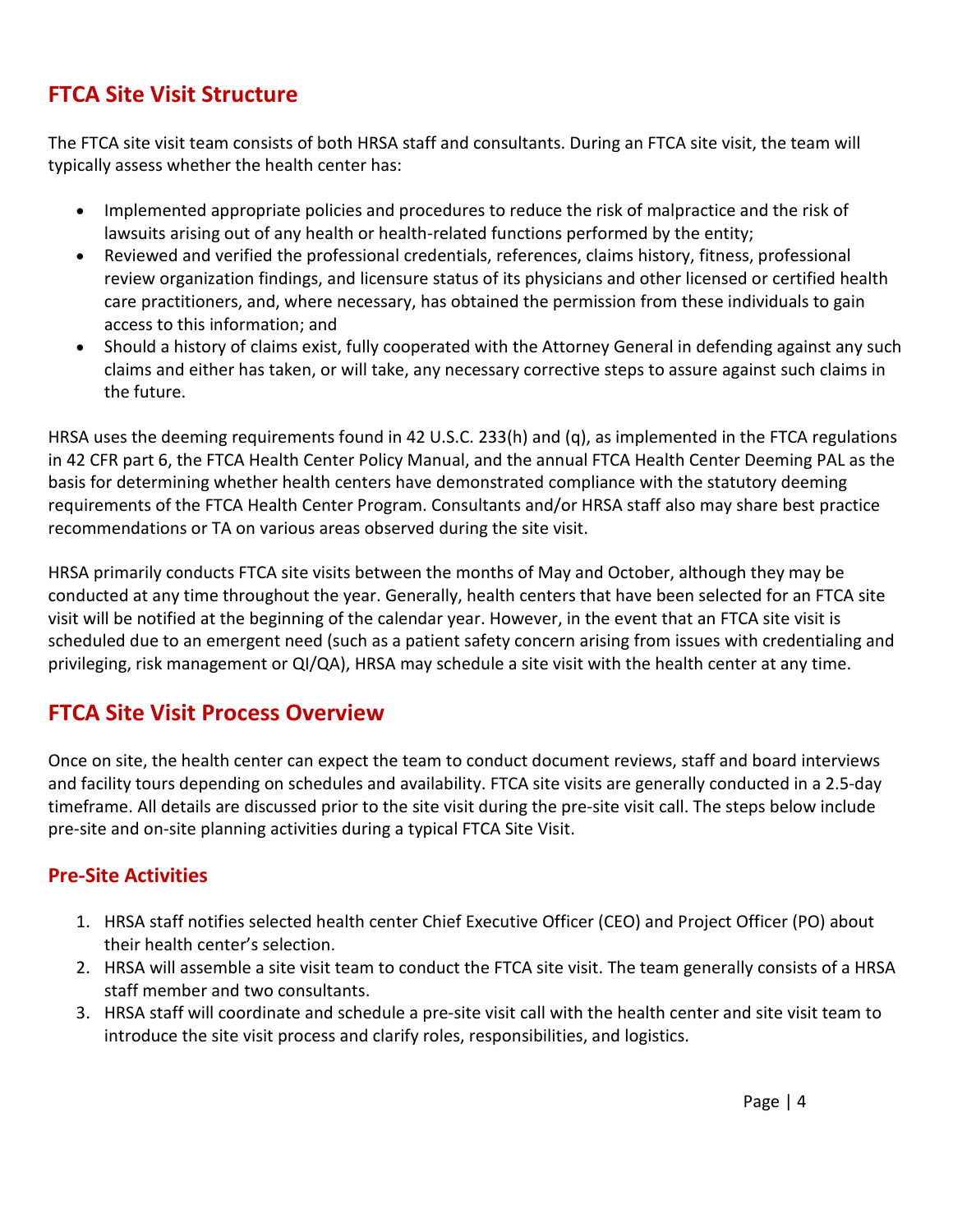## FTCA Site Visit Structure

The FTCA site visit team consists of both HRSA staff and consultants. During an FTCA site visit, the team will typically assess whether the health center has:

- Implemented appropriate policies and procedures to reduce the risk of malpractice and the risk of lawsuits arising out of any health or health-related functions performed by the entity;
- Reviewed and verified the professional credentials, references, claims history, fitness, professional review organization findings, and licensure status of its physicians and other licensed or certified health care practitioners, and, where necessary, has obtained the permission from these individuals to gain access to this information; and
- Should a history of claims exist, fully cooperated with the Attorney General in defending against any such claims and either has taken, or will take, any necessary corrective steps to assure against such claims in the future.

HRSA uses the deeming requirements found in 42 U.S.C. 233(h) and (q), as implemented in the FTCA regulations in 42 CFR part 6, the FTCA Health Center Policy Manual, and the annual FTCA Health Center Deeming PAL as the basis for determining whether health centers have demonstrated compliance with the statutory deeming requirements of the FTCA Health Center Program. Consultants and/or HRSA staff also may share best practice recommendations or TA on various areas observed during the site visit.

HRSA primarily conducts FTCA site visits between the months of May and October, although they may be conducted at any time throughout the year. Generally, health centers that have been selected for an FTCA site visit will be notified at the beginning of the calendar year. However, in the event that an FTCA site visit is scheduled due to an emergent need (such as a patient safety concern arising from issues with credentialing and privileging, risk management or QI/QA), HRSA may schedule a site visit with the health center at any time.

## FTCA Site Visit Process Overview

Once on site, the health center can expect the team to conduct document reviews, staff and board interviews and facility tours depending on schedules and availability. FTCA site visits are generally conducted in a 2.5-day timeframe. All details are discussed prior to the site visit during the pre-site visit call. The steps below include pre-site and on-site planning activities during a typical FTCA Site Visit.

### Pre-Site Activities

1. HRSA staff notifies selected health center Chief Executive Officer (CEO) and Project Officer (PO) about their health center's selection.
2. HRSA will assemble a site visit team to conduct the FTCA site visit. The team generally consists of a HRSA staff member and two consultants.
3. HRSA staff will coordinate and schedule a pre-site visit call with the health center and site visit team to introduce the site visit process and clarify roles, responsibilities, and logistics.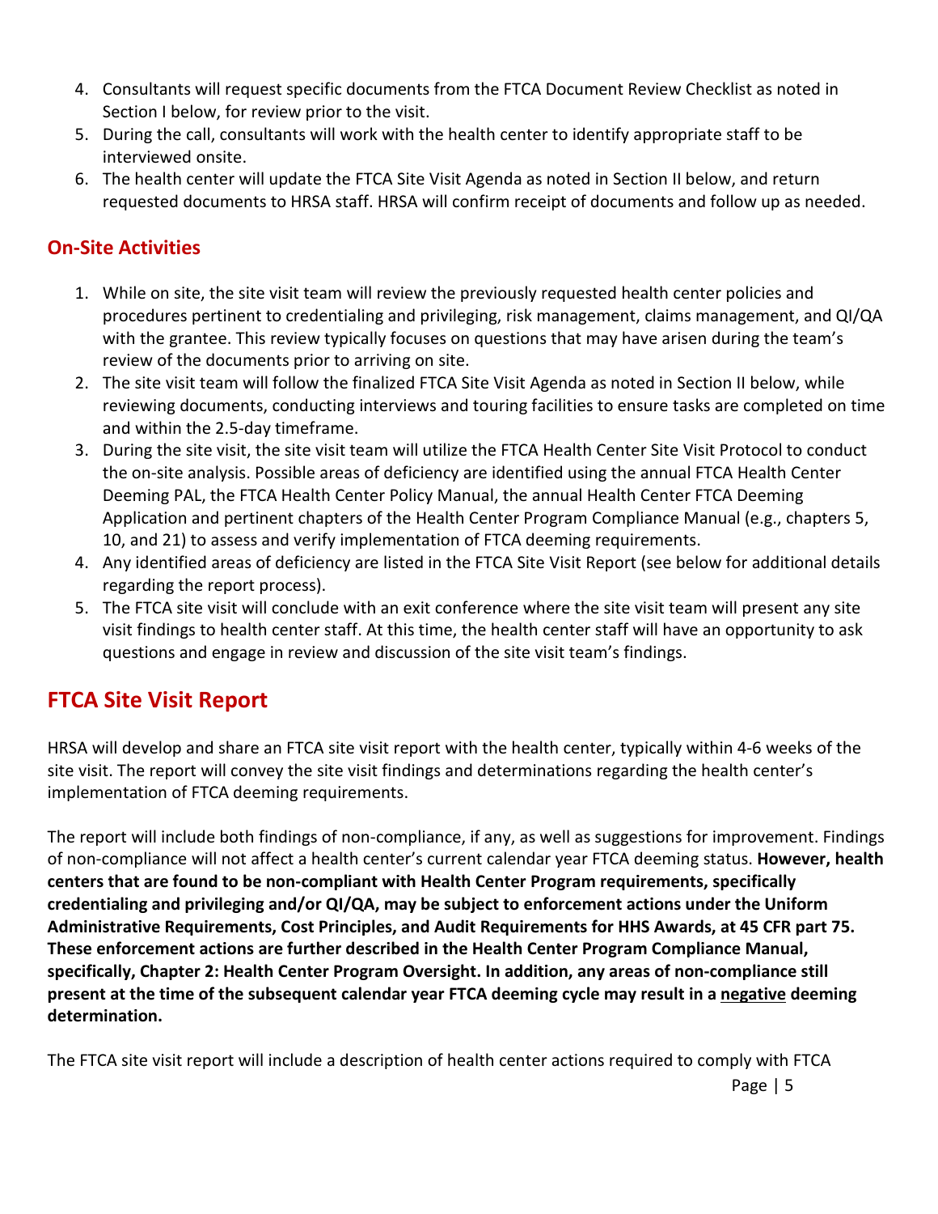4. Consultants will request specific documents from the FTCA Document Review Checklist as noted in Section I below, for review prior to the visit.
5. During the call, consultants will work with the health center to identify appropriate staff to be interviewed onsite.
6. The health center will update the FTCA Site Visit Agenda as noted in Section II below, and return requested documents to HRSA staff. HRSA will confirm receipt of documents and follow up as needed.

### On-Site Activities

1. While on site, the site visit team will review the previously requested health center policies and procedures pertinent to credentialing and privileging, risk management, claims management, and QI/QA with the grantee. This review typically focuses on questions that may have arisen during the team's review of the documents prior to arriving on site.
2. The site visit team will follow the finalized FTCA Site Visit Agenda as noted in Section II below, while reviewing documents, conducting interviews and touring facilities to ensure tasks are completed on time and within the 2.5-day timeframe.
3. During the site visit, the site visit team will utilize the FTCA Health Center Site Visit Protocol to conduct the on-site analysis. Possible areas of deficiency are identified using the annual FTCA Health Center Deeming PAL, the FTCA Health Center Policy Manual, the annual Health Center FTCA Deeming Application and pertinent chapters of the Health Center Program Compliance Manual (e.g., chapters 5, 10, and 21) to assess and verify implementation of FTCA deeming requirements.
4. Any identified areas of deficiency are listed in the FTCA Site Visit Report (see below for additional details regarding the report process).
5. The FTCA site visit will conclude with an exit conference where the site visit team will present any site visit findings to health center staff. At this time, the health center staff will have an opportunity to ask questions and engage in review and discussion of the site visit team's findings.

## FTCA Site Visit Report

HRSA will develop and share an FTCA site visit report with the health center, typically within 4-6 weeks of the site visit. The report will convey the site visit findings and determinations regarding the health center's implementation of FTCA deeming requirements.

The report will include both findings of non-compliance, if any, as well as suggestions for improvement. Findings of non-compliance will not affect a health center's current calendar year FTCA deeming status. **However, health centers that are found to be non-compliant with Health Center Program requirements, specifically credentialing and privileging and/or QI/QA, may be subject to enforcement actions under the Uniform Administrative Requirements, Cost Principles, and Audit Requirements for HHS Awards, at 45 CFR part 75. These enforcement actions are further described in the Health Center Program Compliance Manual, specifically, Chapter 2: Health Center Program Oversight. In addition, any areas of non-compliance still present at the time of the subsequent calendar year FTCA deeming cycle may result in a <u>negative</u> deeming determination.**

The FTCA site visit report will include a description of health center actions required to comply with FTCA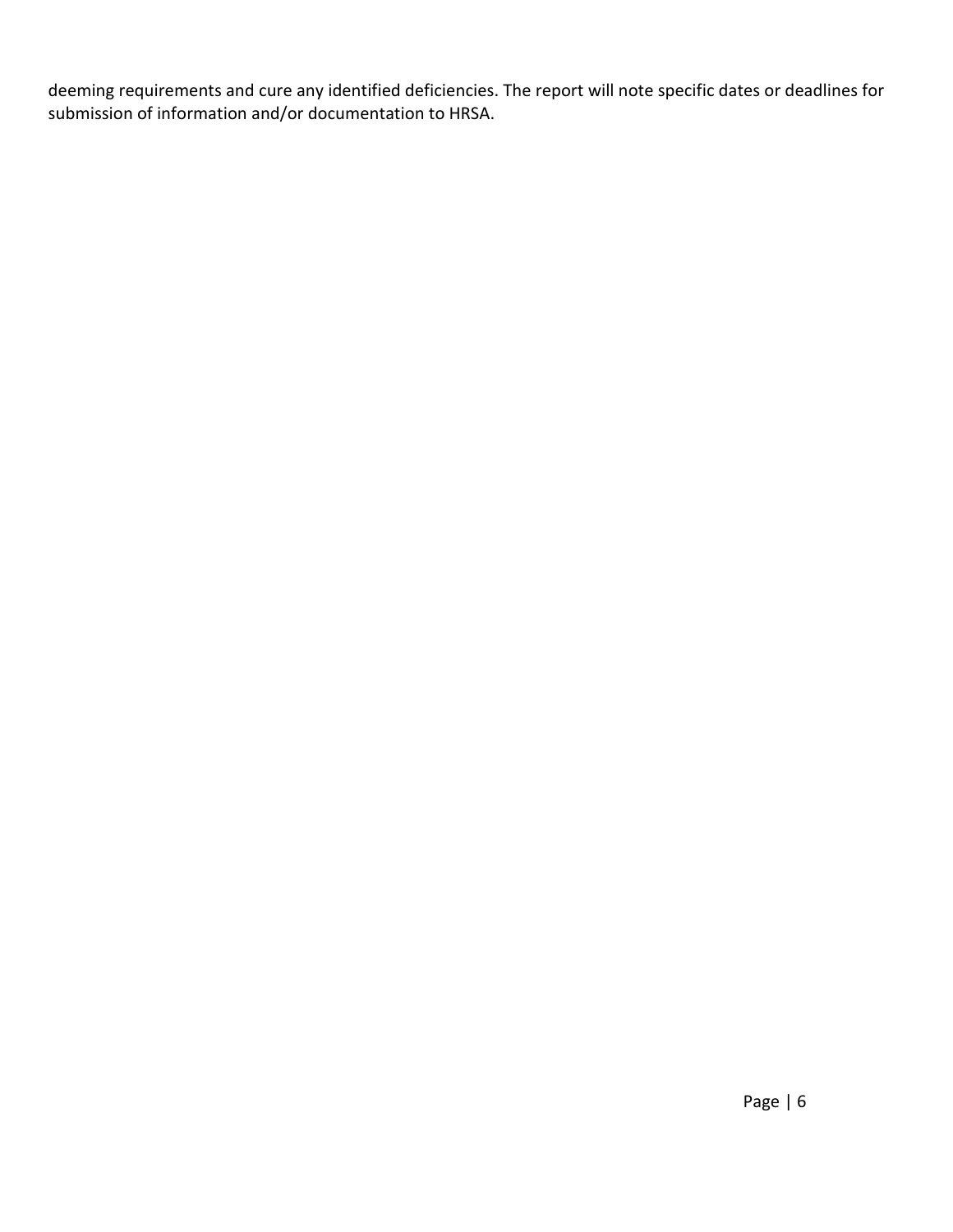deeming requirements and cure any identified deficiencies. The report will note specific dates or deadlines for submission of information and/or documentation to HRSA.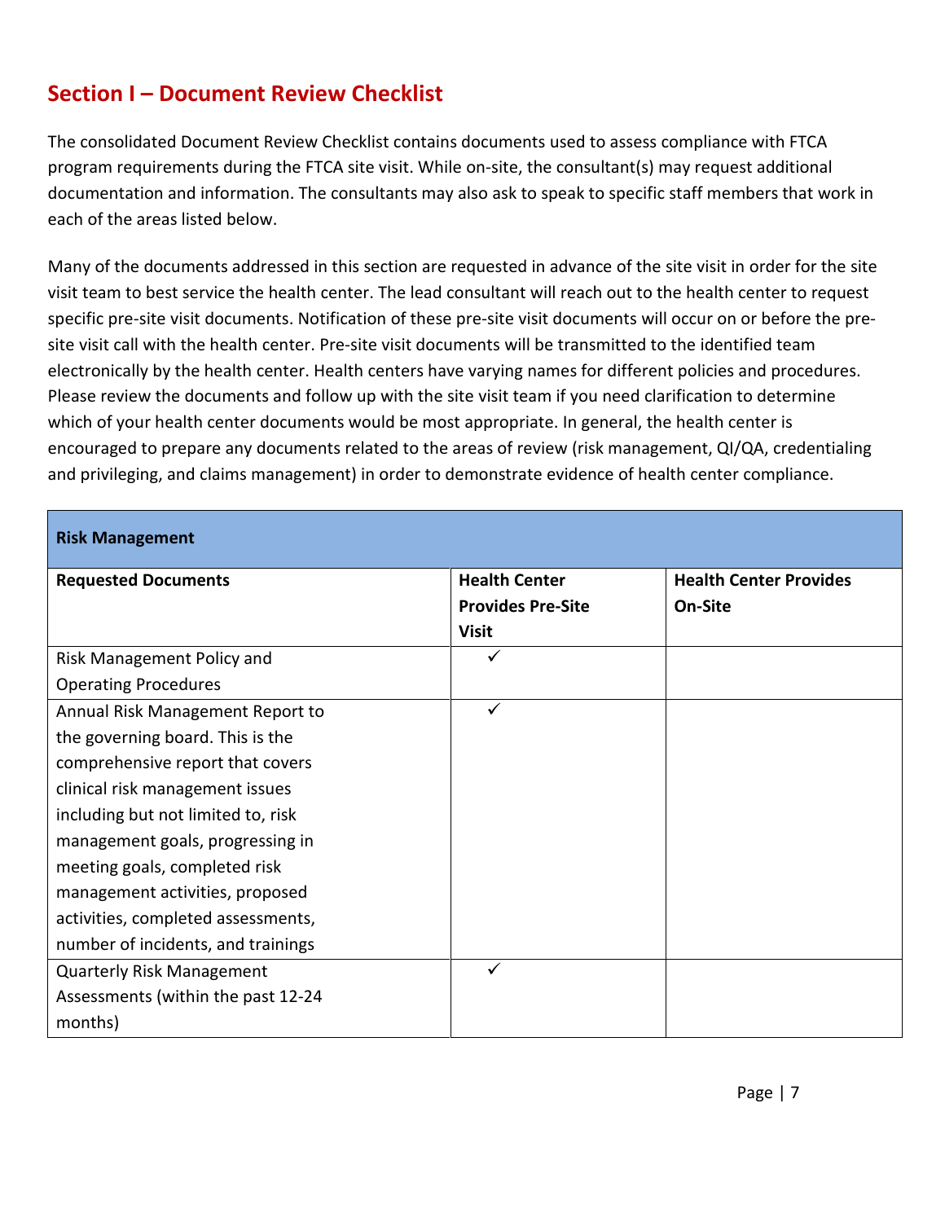## Section I – Document Review Checklist

The consolidated Document Review Checklist contains documents used to assess compliance with FTCA program requirements during the FTCA site visit. While on-site, the consultant(s) may request additional documentation and information. The consultants may also ask to speak to specific staff members that work in each of the areas listed below.

Many of the documents addressed in this section are requested in advance of the site visit in order for the site visit team to best service the health center. The lead consultant will reach out to the health center to request specific pre-site visit documents. Notification of these pre-site visit documents will occur on or before the pre-site visit call with the health center. Pre-site visit documents will be transmitted to the identified team electronically by the health center. Health centers have varying names for different policies and procedures. Please review the documents and follow up with the site visit team if you need clarification to determine which of your health center documents would be most appropriate. In general, the health center is encouraged to prepare any documents related to the areas of review (risk management, QI/QA, credentialing and privileging, and claims management) in order to demonstrate evidence of health center compliance.

| **Risk Management** | | |
|---|---|---|
| **Requested Documents** | **Health Center Provides Pre-Site Visit** | **Health Center Provides On-Site** |
| Risk Management Policy and Operating Procedures | ✓ | |
| Annual Risk Management Report to the governing board. This is the comprehensive report that covers clinical risk management issues including but not limited to, risk management goals, progressing in meeting goals, completed risk management activities, proposed activities, completed assessments, number of incidents, and trainings | ✓ | |
| Quarterly Risk Management Assessments (within the past 12-24 months) | ✓ | |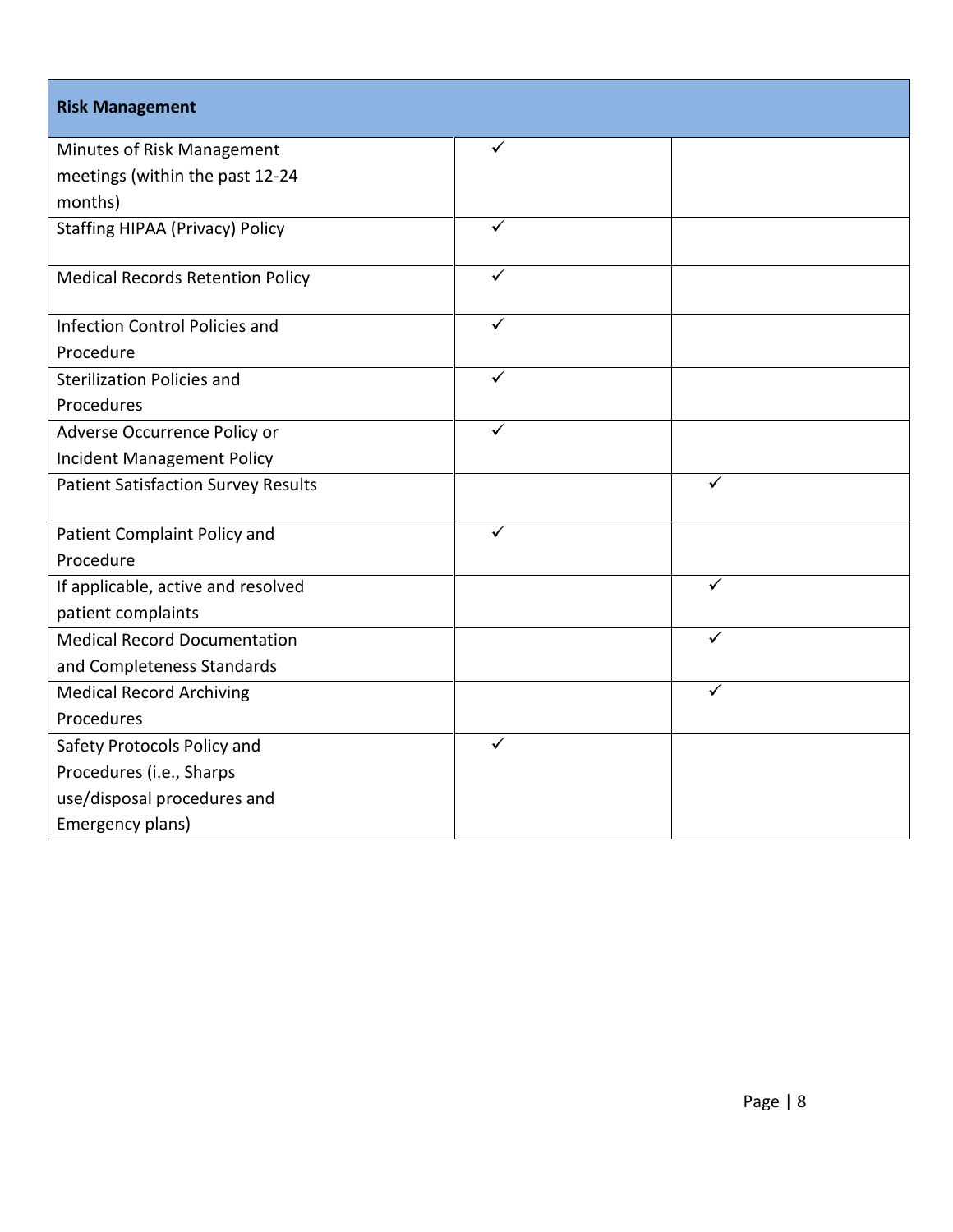| Risk Management | | |
|---|---|---|
| Minutes of Risk Management meetings (within the past 12-24 months) | ✓ | |
| Staffing HIPAA (Privacy) Policy | ✓ | |
| Medical Records Retention Policy | ✓ | |
| Infection Control Policies and Procedure | ✓ | |
| Sterilization Policies and Procedures | ✓ | |
| Adverse Occurrence Policy or Incident Management Policy | ✓ | |
| Patient Satisfaction Survey Results | | ✓ |
| Patient Complaint Policy and Procedure | ✓ | |
| If applicable, active and resolved patient complaints | | ✓ |
| Medical Record Documentation and Completeness Standards | | ✓ |
| Medical Record Archiving Procedures | | ✓ |
| Safety Protocols Policy and Procedures (i.e., Sharps use/disposal procedures and Emergency plans) | ✓ | |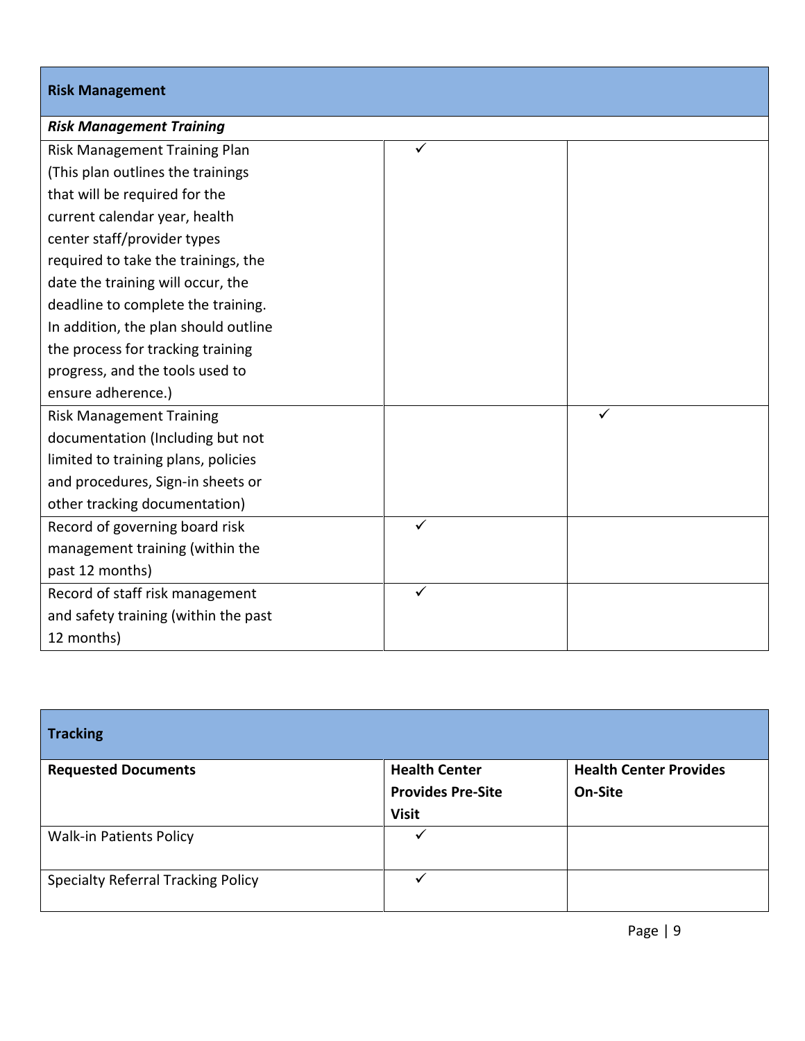| Risk Management | | |
|---|---|---|
| ***Risk Management Training*** | | |
| Risk Management Training Plan (This plan outlines the trainings that will be required for the current calendar year, health center staff/provider types required to take the trainings, the date the training will occur, the deadline to complete the training. In addition, the plan should outline the process for tracking training progress, and the tools used to ensure adherence.) | ✓ | |
| Risk Management Training documentation (Including but not limited to training plans, policies and procedures, Sign-in sheets or other tracking documentation) | | ✓ |
| Record of governing board risk management training (within the past 12 months) | ✓ | |
| Record of staff risk management and safety training (within the past 12 months) | ✓ | |

| Tracking | | |
|---|---|---|
| **Requested Documents** | **Health Center Provides Pre-Site Visit** | **Health Center Provides On-Site** |
| Walk-in Patients Policy | ✓ | |
| Specialty Referral Tracking Policy | ✓ | |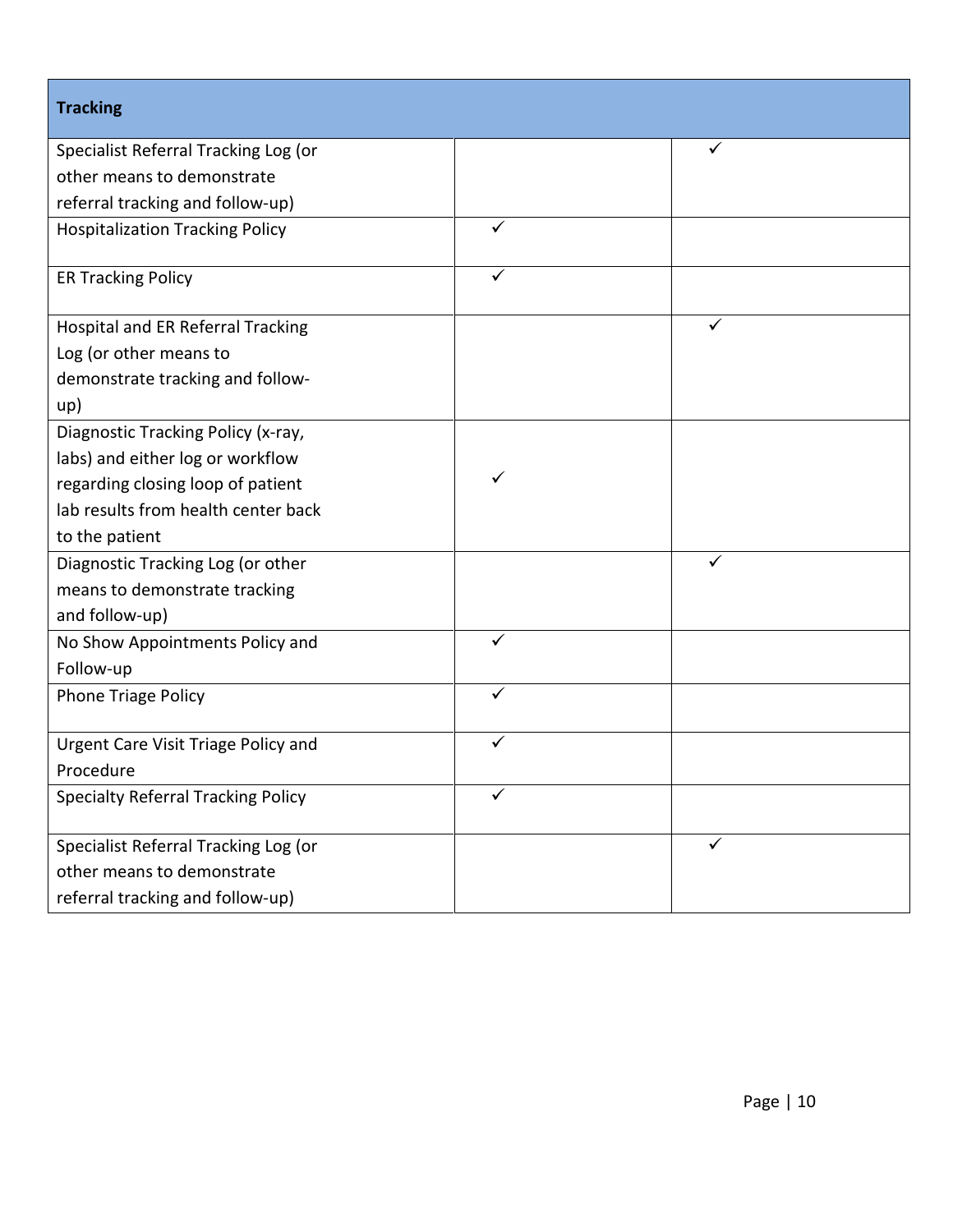| Tracking | | |
|---|---|---|
| Specialist Referral Tracking Log (or other means to demonstrate referral tracking and follow-up) | | ✓ |
| Hospitalization Tracking Policy | ✓ | |
| ER Tracking Policy | ✓ | |
| Hospital and ER Referral Tracking Log (or other means to demonstrate tracking and follow-up) | | ✓ |
| Diagnostic Tracking Policy (x-ray, labs) and either log or workflow regarding closing loop of patient lab results from health center back to the patient | ✓ | |
| Diagnostic Tracking Log (or other means to demonstrate tracking and follow-up) | | ✓ |
| No Show Appointments Policy and Follow-up | ✓ | |
| Phone Triage Policy | ✓ | |
| Urgent Care Visit Triage Policy and Procedure | ✓ | |
| Specialty Referral Tracking Policy | ✓ | |
| Specialist Referral Tracking Log (or other means to demonstrate referral tracking and follow-up) | | ✓ |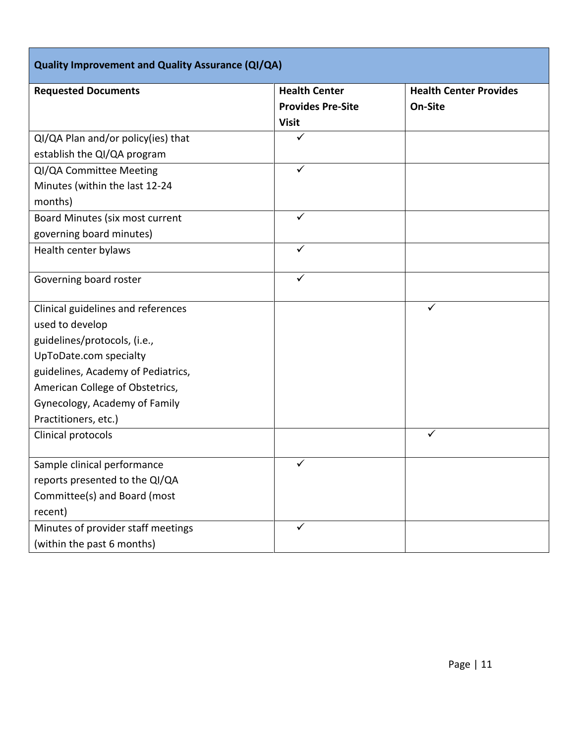| Quality Improvement and Quality Assurance (QI/QA) | | |
|---|---|---|
| **Requested Documents** | **Health Center Provides Pre-Site Visit** | **Health Center Provides On-Site** |
| QI/QA Plan and/or policy(ies) that establish the QI/QA program | ✓ | |
| QI/QA Committee Meeting Minutes (within the last 12-24 months) | ✓ | |
| Board Minutes (six most current governing board minutes) | ✓ | |
| Health center bylaws | ✓ | |
| Governing board roster | ✓ | |
| Clinical guidelines and references used to develop guidelines/protocols, (i.e., UpToDate.com specialty guidelines, Academy of Pediatrics, American College of Obstetrics, Gynecology, Academy of Family Practitioners, etc.) | | ✓ |
| Clinical protocols | | ✓ |
| Sample clinical performance reports presented to the QI/QA Committee(s) and Board (most recent) | ✓ | |
| Minutes of provider staff meetings (within the past 6 months) | ✓ | |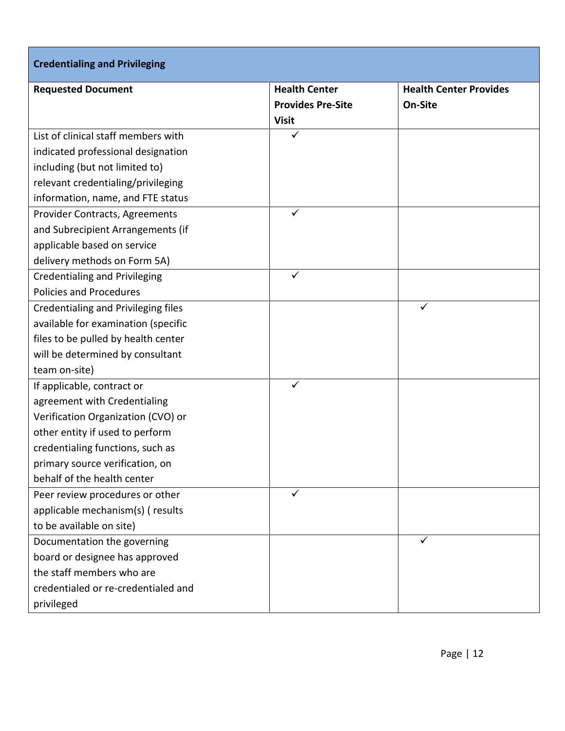| Credentialing and Privileging | | |
|---|---|---|
| **Requested Document** | **Health Center Provides Pre-Site Visit** | **Health Center Provides On-Site** |
| List of clinical staff members with indicated professional designation including (but not limited to) relevant credentialing/privileging information, name, and FTE status | ✓ | |
| Provider Contracts, Agreements and Subrecipient Arrangements (if applicable based on service delivery methods on Form 5A) | ✓ | |
| Credentialing and Privileging Policies and Procedures | ✓ | |
| Credentialing and Privileging files available for examination (specific files to be pulled by health center will be determined by consultant team on-site) | | ✓ |
| If applicable, contract or agreement with Credentialing Verification Organization (CVO) or other entity if used to perform credentialing functions, such as primary source verification, on behalf of the health center | ✓ | |
| Peer review procedures or other applicable mechanism(s) ( results to be available on site) | ✓ | |
| Documentation the governing board or designee has approved the staff members who are credentialed or re-credentialed and privileged | | ✓ |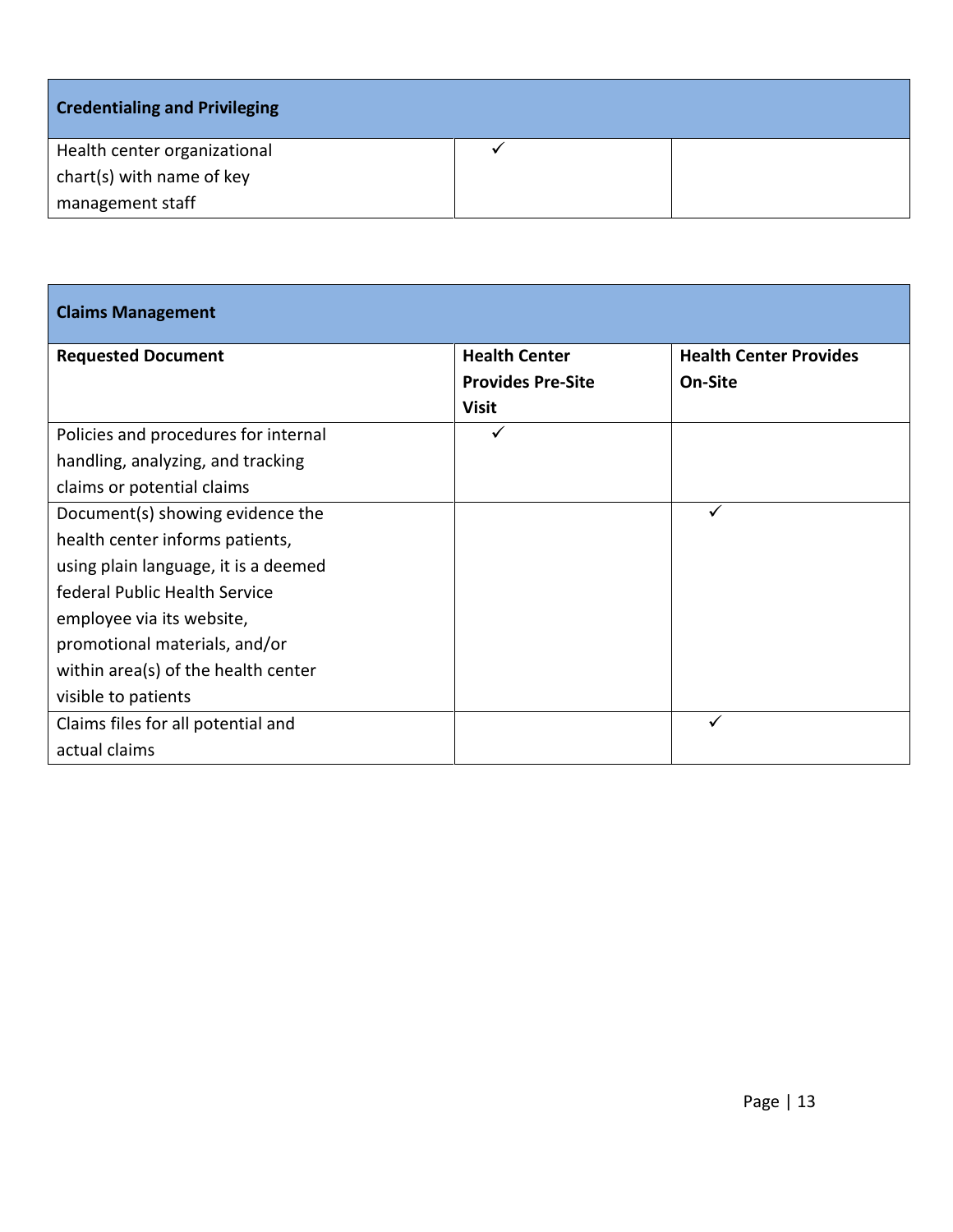| Credentialing and Privileging | | |
|---|---|---|
| Health center organizational chart(s) with name of key management staff | ✓ | |

| Claims Management | | |
|---|---|---|
| **Requested Document** | **Health Center Provides Pre-Site Visit** | **Health Center Provides On-Site** |
| Policies and procedures for internal handling, analyzing, and tracking claims or potential claims | ✓ | |
| Document(s) showing evidence the health center informs patients, using plain language, it is a deemed federal Public Health Service employee via its website, promotional materials, and/or within area(s) of the health center visible to patients | | ✓ |
| Claims files for all potential and actual claims | | ✓ |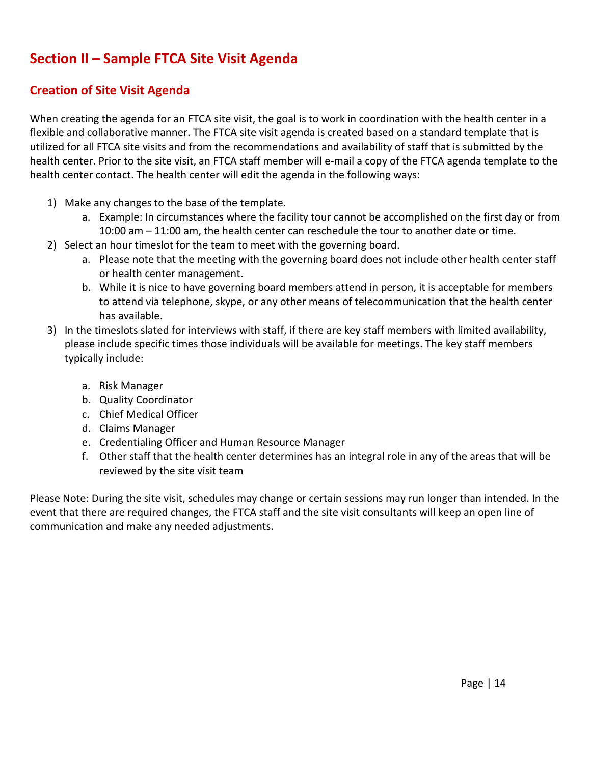## Section II – Sample FTCA Site Visit Agenda

### Creation of Site Visit Agenda

When creating the agenda for an FTCA site visit, the goal is to work in coordination with the health center in a flexible and collaborative manner. The FTCA site visit agenda is created based on a standard template that is utilized for all FTCA site visits and from the recommendations and availability of staff that is submitted by the health center. Prior to the site visit, an FTCA staff member will e-mail a copy of the FTCA agenda template to the health center contact. The health center will edit the agenda in the following ways:

1) Make any changes to the base of the template.
   a. Example: In circumstances where the facility tour cannot be accomplished on the first day or from 10:00 am – 11:00 am, the health center can reschedule the tour to another date or time.
2) Select an hour timeslot for the team to meet with the governing board.
   a. Please note that the meeting with the governing board does not include other health center staff or health center management.
   b. While it is nice to have governing board members attend in person, it is acceptable for members to attend via telephone, skype, or any other means of telecommunication that the health center has available.
3) In the timeslots slated for interviews with staff, if there are key staff members with limited availability, please include specific times those individuals will be available for meetings. The key staff members typically include:
   a. Risk Manager
   b. Quality Coordinator
   c. Chief Medical Officer
   d. Claims Manager
   e. Credentialing Officer and Human Resource Manager
   f. Other staff that the health center determines has an integral role in any of the areas that will be reviewed by the site visit team

Please Note: During the site visit, schedules may change or certain sessions may run longer than intended. In the event that there are required changes, the FTCA staff and the site visit consultants will keep an open line of communication and make any needed adjustments.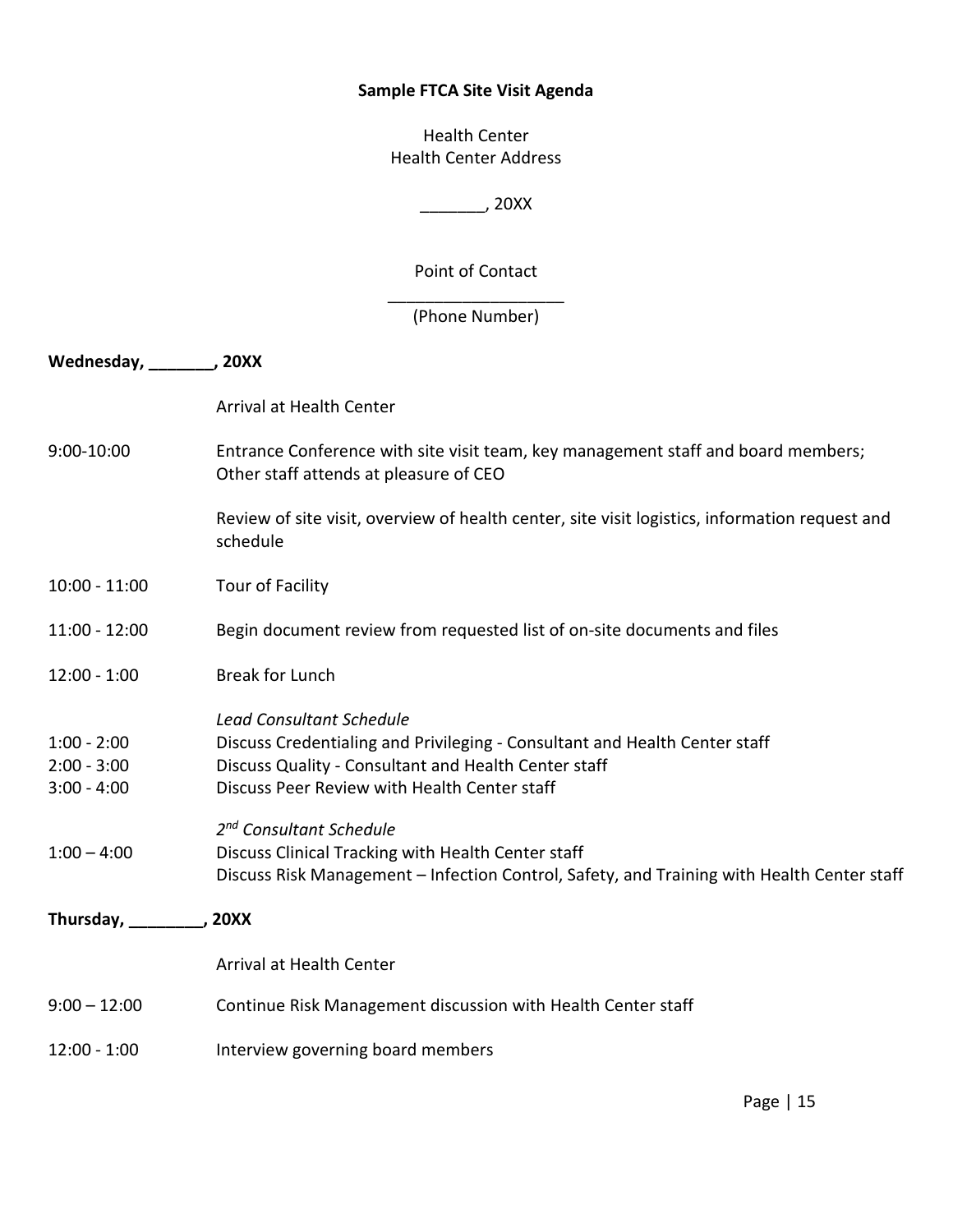**Sample FTCA Site Visit Agenda**

Health Center
Health Center Address

_______, 20XX

Point of Contact
___________________
(Phone Number)

**Wednesday, _______, 20XX**

| | |
|---|---|
| | Arrival at Health Center |
| 9:00-10:00 | Entrance Conference with site visit team, key management staff and board members; Other staff attends at pleasure of CEO |
| | Review of site visit, overview of health center, site visit logistics, information request and schedule |
| 10:00 - 11:00 | Tour of Facility |
| 11:00 - 12:00 | Begin document review from requested list of on-site documents and files |
| 12:00 - 1:00 | Break for Lunch |
| | *Lead Consultant Schedule* |
| 1:00 - 2:00 | Discuss Credentialing and Privileging - Consultant and Health Center staff |
| 2:00 - 3:00 | Discuss Quality - Consultant and Health Center staff |
| 3:00 - 4:00 | Discuss Peer Review with Health Center staff |
| | *2nd Consultant Schedule* |
| 1:00 – 4:00 | Discuss Clinical Tracking with Health Center staff<br>Discuss Risk Management – Infection Control, Safety, and Training with Health Center staff |

**Thursday, ________, 20XX**

| | |
|---|---|
| | Arrival at Health Center |
| 9:00 – 12:00 | Continue Risk Management discussion with Health Center staff |
| 12:00 - 1:00 | Interview governing board members |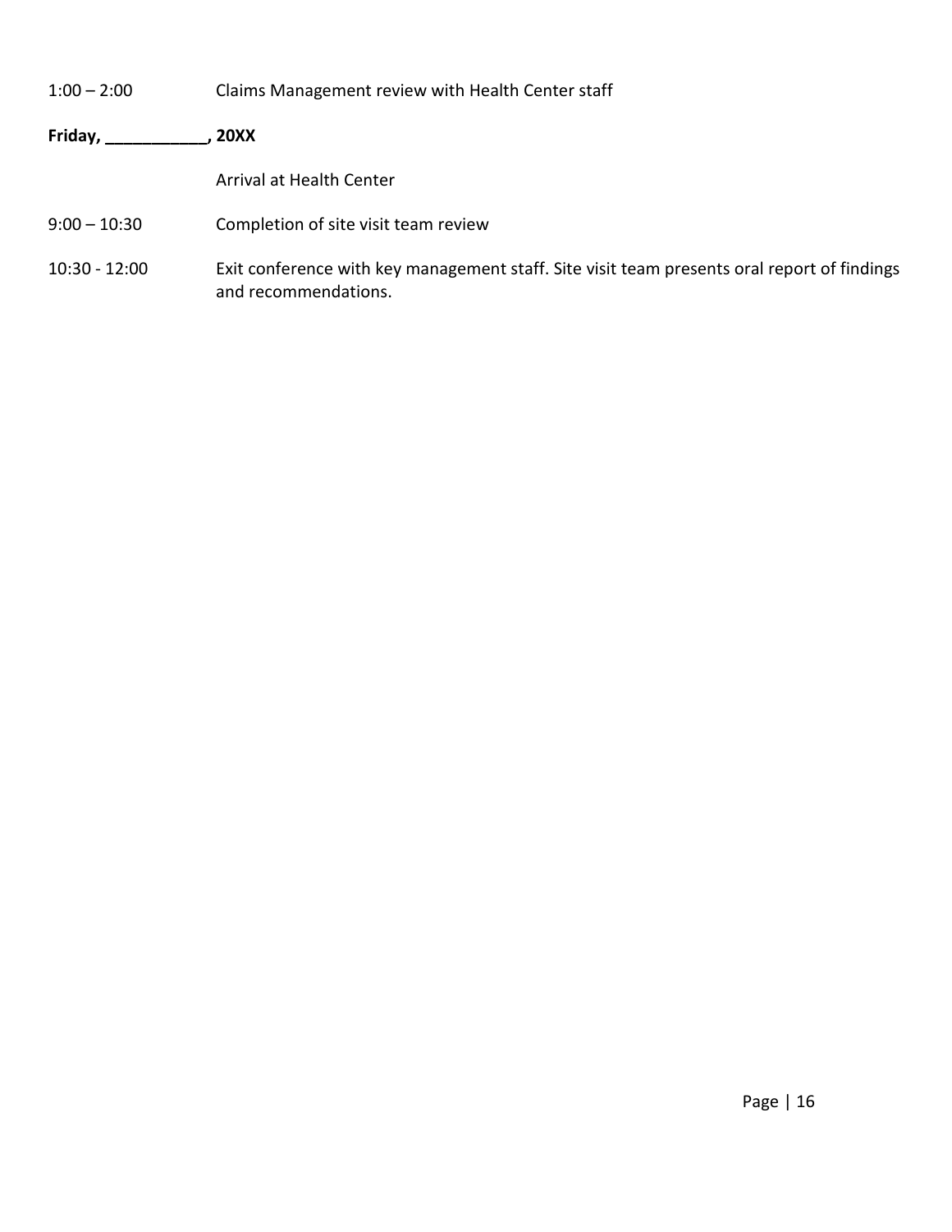1:00 – 2:00 Claims Management review with Health Center staff

**Friday, ___________, 20XX**

Arrival at Health Center

9:00 – 10:30 Completion of site visit team review

10:30 - 12:00 Exit conference with key management staff. Site visit team presents oral report of findings and recommendations.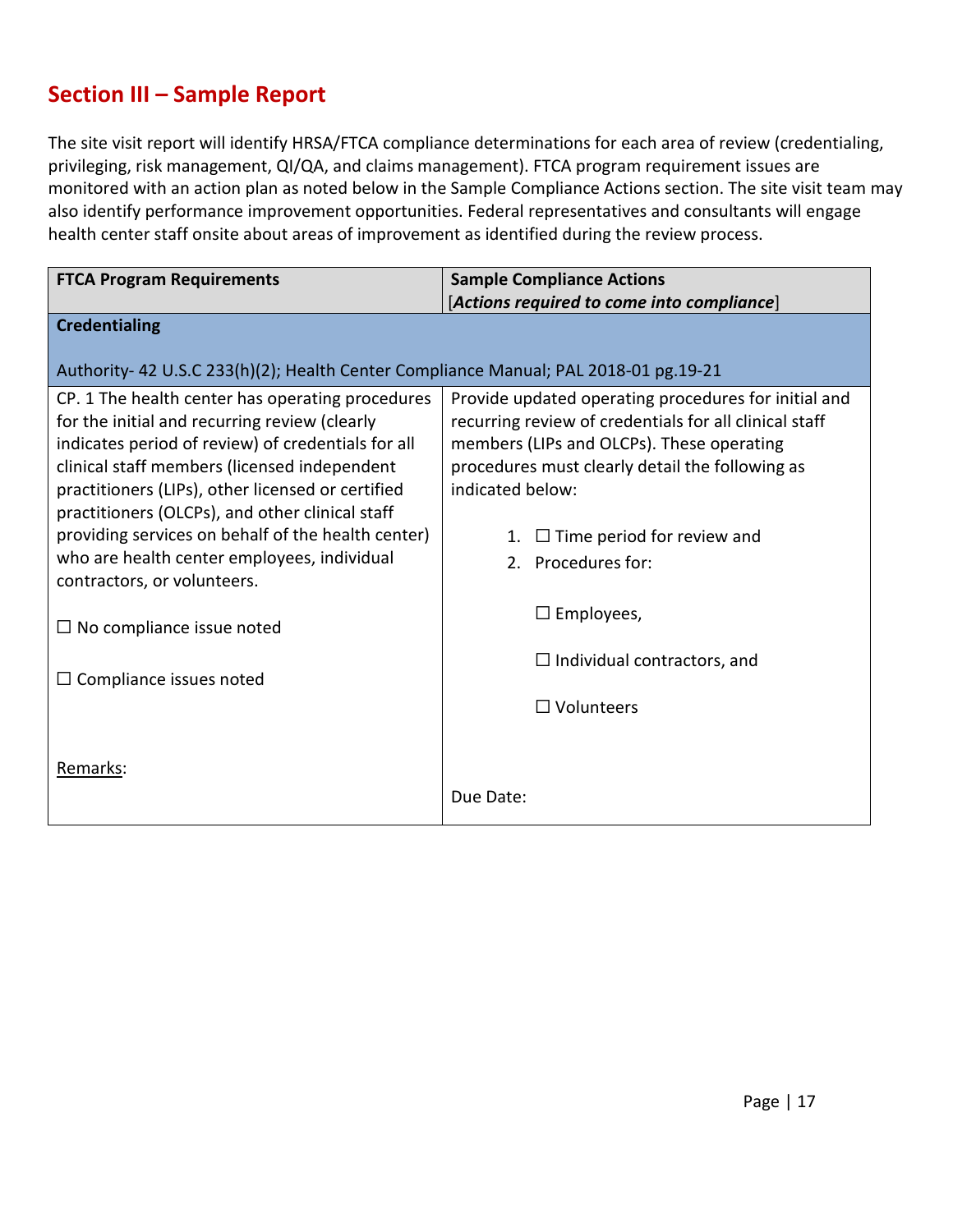## Section III – Sample Report

The site visit report will identify HRSA/FTCA compliance determinations for each area of review (credentialing, privileging, risk management, QI/QA, and claims management). FTCA program requirement issues are monitored with an action plan as noted below in the Sample Compliance Actions section. The site visit team may also identify performance improvement opportunities. Federal representatives and consultants will engage health center staff onsite about areas of improvement as identified during the review process.

| FTCA Program Requirements | Sample Compliance Actions<br>[*Actions required to come into compliance*] |
|---|---|
| **Credentialing**<br><br>Authority- 42 U.S.C 233(h)(2); Health Center Compliance Manual; PAL 2018-01 pg.19-21 | |
| CP. 1 The health center has operating procedures for the initial and recurring review (clearly indicates period of review) of credentials for all clinical staff members (licensed independent practitioners (LIPs), other licensed or certified practitioners (OLCPs), and other clinical staff providing services on behalf of the health center) who are health center employees, individual contractors, or volunteers.<br><br>☐ No compliance issue noted<br><br>☐ Compliance issues noted<br><br><u>Remarks</u>: | Provide updated operating procedures for initial and recurring review of credentials for all clinical staff members (LIPs and OLCPs). These operating procedures must clearly detail the following as indicated below:<br><br>1. ☐ Time period for review and<br>2. Procedures for:<br><br>☐ Employees,<br><br>☐ Individual contractors, and<br><br>☐ Volunteers<br><br>Due Date: |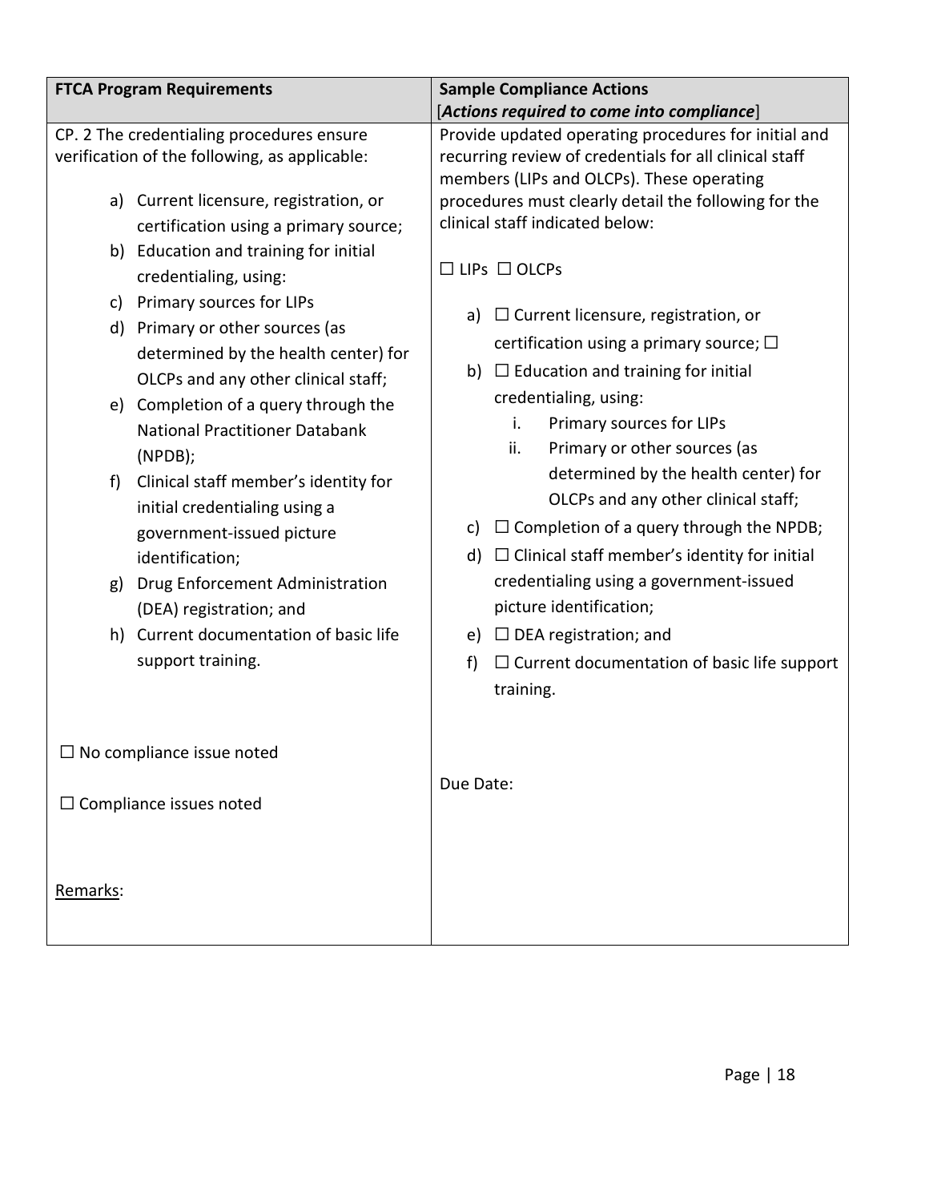| FTCA Program Requirements | Sample Compliance Actions<br>[*Actions required to come into compliance*] |
|---|---|
| CP. 2 The credentialing procedures ensure verification of the following, as applicable:<br><br>a) Current licensure, registration, or certification using a primary source;<br>b) Education and training for initial credentialing, using:<br>c) Primary sources for LIPs<br>d) Primary or other sources (as determined by the health center) for OLCPs and any other clinical staff;<br>e) Completion of a query through the National Practitioner Databank (NPDB);<br>f) Clinical staff member's identity for initial credentialing using a government-issued picture identification;<br>g) Drug Enforcement Administration (DEA) registration; and<br>h) Current documentation of basic life support training.<br><br>☐ No compliance issue noted<br><br>☐ Compliance issues noted<br><br>Remarks: | Provide updated operating procedures for initial and recurring review of credentials for all clinical staff members (LIPs and OLCPs). These operating procedures must clearly detail the following for the clinical staff indicated below:<br><br>☐ LIPs ☐ OLCPs<br><br>a) ☐ Current licensure, registration, or certification using a primary source; ☐<br>b) ☐ Education and training for initial credentialing, using:<br>i. Primary sources for LIPs<br>ii. Primary or other sources (as determined by the health center) for OLCPs and any other clinical staff;<br>c) ☐ Completion of a query through the NPDB;<br>d) ☐ Clinical staff member's identity for initial credentialing using a government-issued picture identification;<br>e) ☐ DEA registration; and<br>f) ☐ Current documentation of basic life support training.<br><br>Due Date: |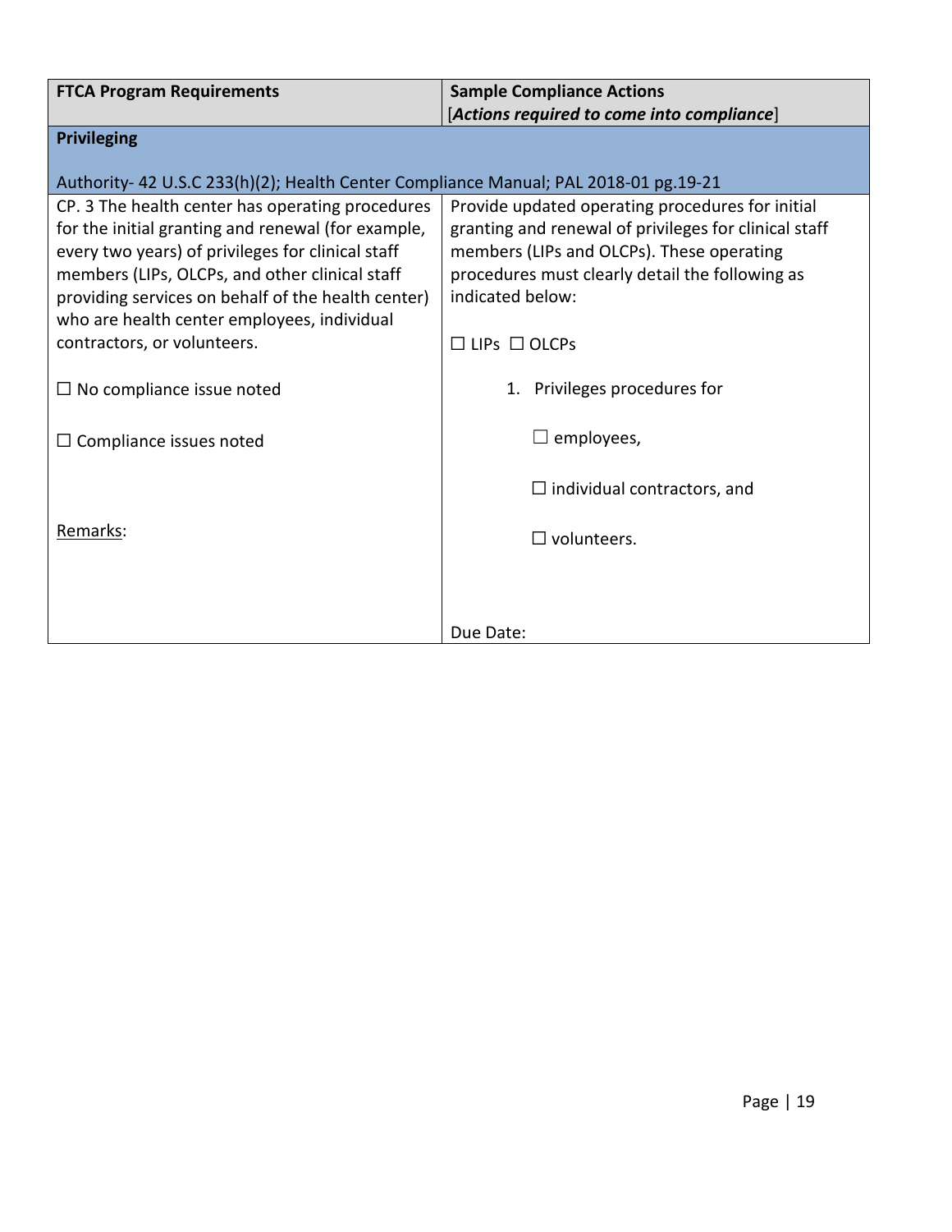| FTCA Program Requirements | Sample Compliance Actions<br>[*Actions required to come into compliance*] |
|---|---|
| **Privileging**<br><br>Authority- 42 U.S.C 233(h)(2); Health Center Compliance Manual; PAL 2018-01 pg.19-21 | |
| CP. 3 The health center has operating procedures for the initial granting and renewal (for example, every two years) of privileges for clinical staff members (LIPs, OLCPs, and other clinical staff providing services on behalf of the health center) who are health center employees, individual contractors, or volunteers.<br><br>☐ No compliance issue noted<br><br>☐ Compliance issues noted<br><br>Remarks: | Provide updated operating procedures for initial granting and renewal of privileges for clinical staff members (LIPs and OLCPs). These operating procedures must clearly detail the following as indicated below:<br><br>☐ LIPs ☐ OLCPs<br><br>1. Privileges procedures for<br><br>☐ employees,<br><br>☐ individual contractors, and<br><br>☐ volunteers.<br><br>Due Date: |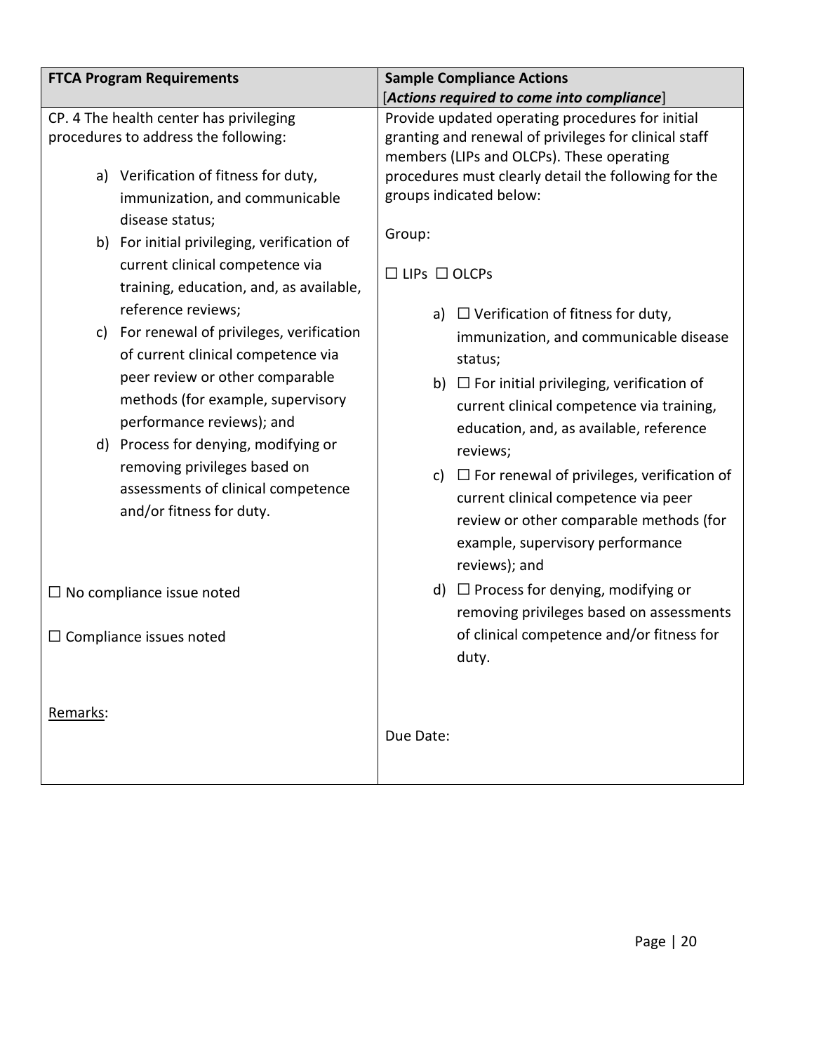| FTCA Program Requirements | Sample Compliance Actions<br>[***Actions required to come into compliance***] |
|---|---|
| CP. 4 The health center has privileging procedures to address the following:<br><br>a) Verification of fitness for duty, immunization, and communicable disease status;<br>b) For initial privileging, verification of current clinical competence via training, education, and, as available, reference reviews;<br>c) For renewal of privileges, verification of current clinical competence via peer review or other comparable methods (for example, supervisory performance reviews); and<br>d) Process for denying, modifying or removing privileges based on assessments of clinical competence and/or fitness for duty.<br><br>☐ No compliance issue noted<br><br>☐ Compliance issues noted<br><br>Remarks: | Provide updated operating procedures for initial granting and renewal of privileges for clinical staff members (LIPs and OLCPs). These operating procedures must clearly detail the following for the groups indicated below:<br><br>Group:<br><br>☐ LIPs ☐ OLCPs<br><br>a) ☐ Verification of fitness for duty, immunization, and communicable disease status;<br>b) ☐ For initial privileging, verification of current clinical competence via training, education, and, as available, reference reviews;<br>c) ☐ For renewal of privileges, verification of current clinical competence via peer review or other comparable methods (for example, supervisory performance reviews); and<br>d) ☐ Process for denying, modifying or removing privileges based on assessments of clinical competence and/or fitness for duty.<br><br>Due Date: |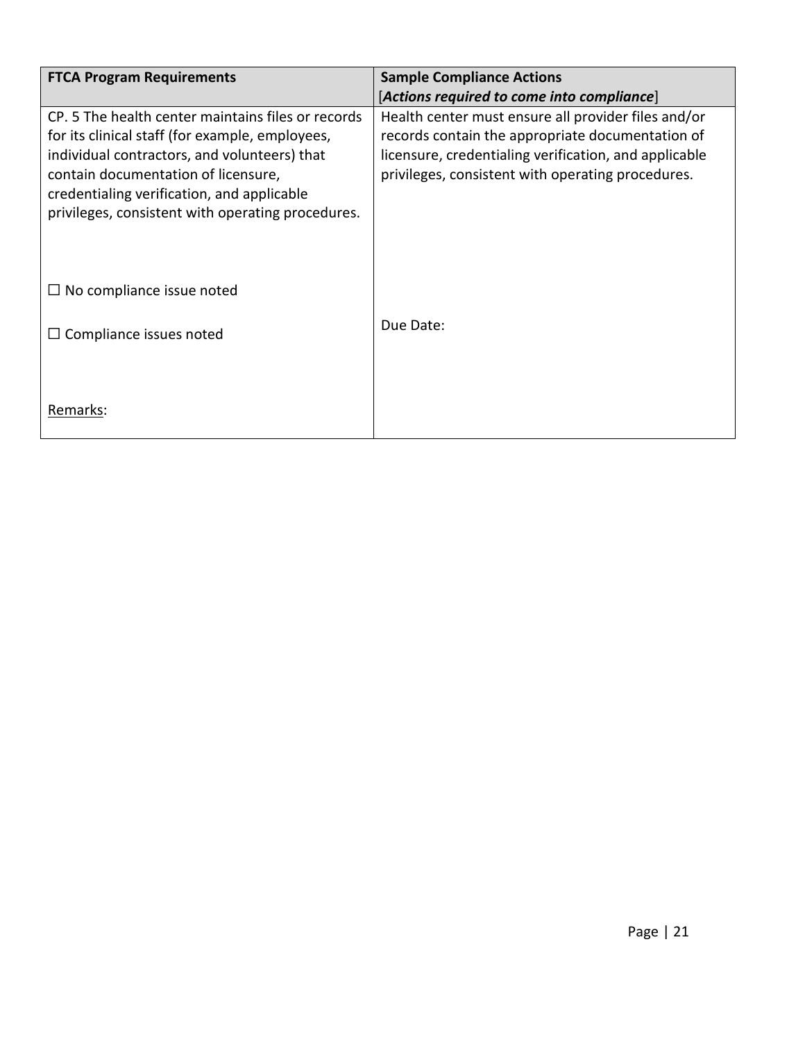| FTCA Program Requirements | Sample Compliance Actions [*Actions required to come into compliance*] |
|---|---|
| CP. 5 The health center maintains files or records for its clinical staff (for example, employees, individual contractors, and volunteers) that contain documentation of licensure, credentialing verification, and applicable privileges, consistent with operating procedures.<br><br>☐ No compliance issue noted<br><br>☐ Compliance issues noted<br><br>Remarks: | Health center must ensure all provider files and/or records contain the appropriate documentation of licensure, credentialing verification, and applicable privileges, consistent with operating procedures.<br><br>Due Date: |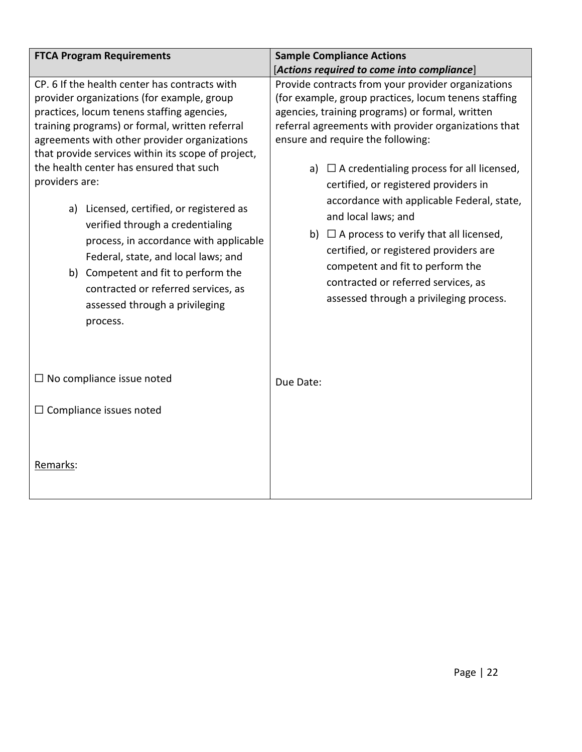| FTCA Program Requirements | Sample Compliance Actions<br>[*Actions required to come into compliance*] |
|---|---|
| CP. 6 If the health center has contracts with provider organizations (for example, group practices, locum tenens staffing agencies, training programs) or formal, written referral agreements with other provider organizations that provide services within its scope of project, the health center has ensured that such providers are:<br><br>a) Licensed, certified, or registered as verified through a credentialing process, in accordance with applicable Federal, state, and local laws; and<br>b) Competent and fit to perform the contracted or referred services, as assessed through a privileging process.<br><br>☐ No compliance issue noted<br><br>☐ Compliance issues noted<br><br>Remarks: | Provide contracts from your provider organizations (for example, group practices, locum tenens staffing agencies, training programs) or formal, written referral agreements with provider organizations that ensure and require the following:<br><br>a) ☐ A credentialing process for all licensed, certified, or registered providers in accordance with applicable Federal, state, and local laws; and<br>b) ☐ A process to verify that all licensed, certified, or registered providers are competent and fit to perform the contracted or referred services, as assessed through a privileging process.<br><br>Due Date: |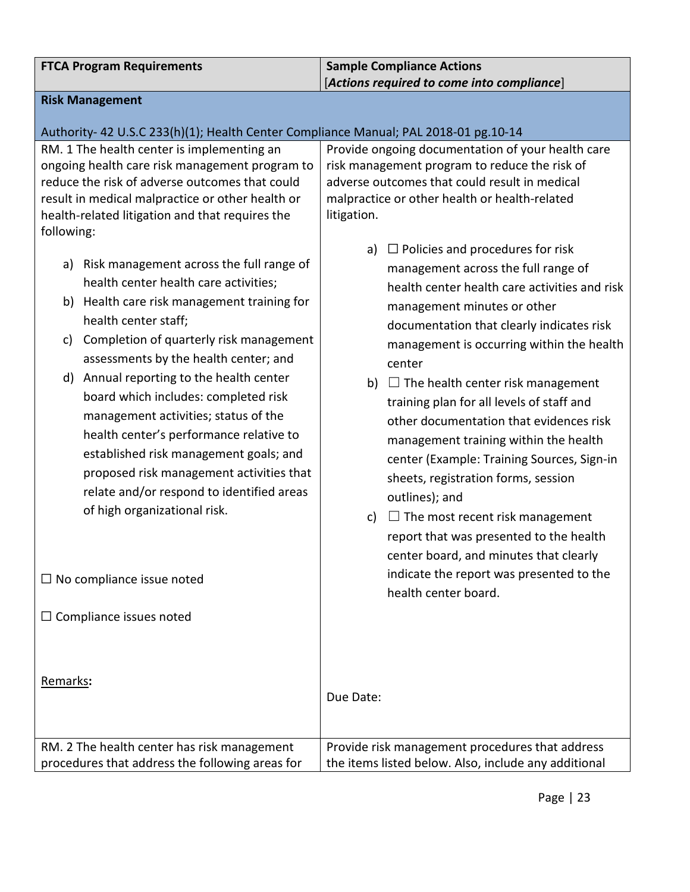| FTCA Program Requirements | Sample Compliance Actions [*Actions required to come into compliance*] |
|---|---|
| **Risk Management**<br><br>Authority- 42 U.S.C 233(h)(1); Health Center Compliance Manual; PAL 2018-01 pg.10-14 | |
| RM. 1 The health center is implementing an ongoing health care risk management program to reduce the risk of adverse outcomes that could result in medical malpractice or other health or health-related litigation and that requires the following:<br><br>a) Risk management across the full range of health center health care activities;<br>b) Health care risk management training for health center staff;<br>c) Completion of quarterly risk management assessments by the health center; and<br>d) Annual reporting to the health center board which includes: completed risk management activities; status of the health center's performance relative to established risk management goals; and proposed risk management activities that relate and/or respond to identified areas of high organizational risk.<br><br>☐ No compliance issue noted<br><br>☐ Compliance issues noted<br><br><u>Remarks</u>**:** | Provide ongoing documentation of your health care risk management program to reduce the risk of adverse outcomes that could result in medical malpractice or other health or health-related litigation.<br><br>a) ☐ Policies and procedures for risk management across the full range of health center health care activities and risk management minutes or other documentation that clearly indicates risk management is occurring within the health center<br>b) ☐ The health center risk management training plan for all levels of staff and other documentation that evidences risk management training within the health center (Example: Training Sources, Sign-in sheets, registration forms, session outlines); and<br>c) ☐ The most recent risk management report that was presented to the health center board, and minutes that clearly indicate the report was presented to the health center board.<br><br>Due Date: |
| RM. 2 The health center has risk management procedures that address the following areas for | Provide risk management procedures that address the items listed below. Also, include any additional |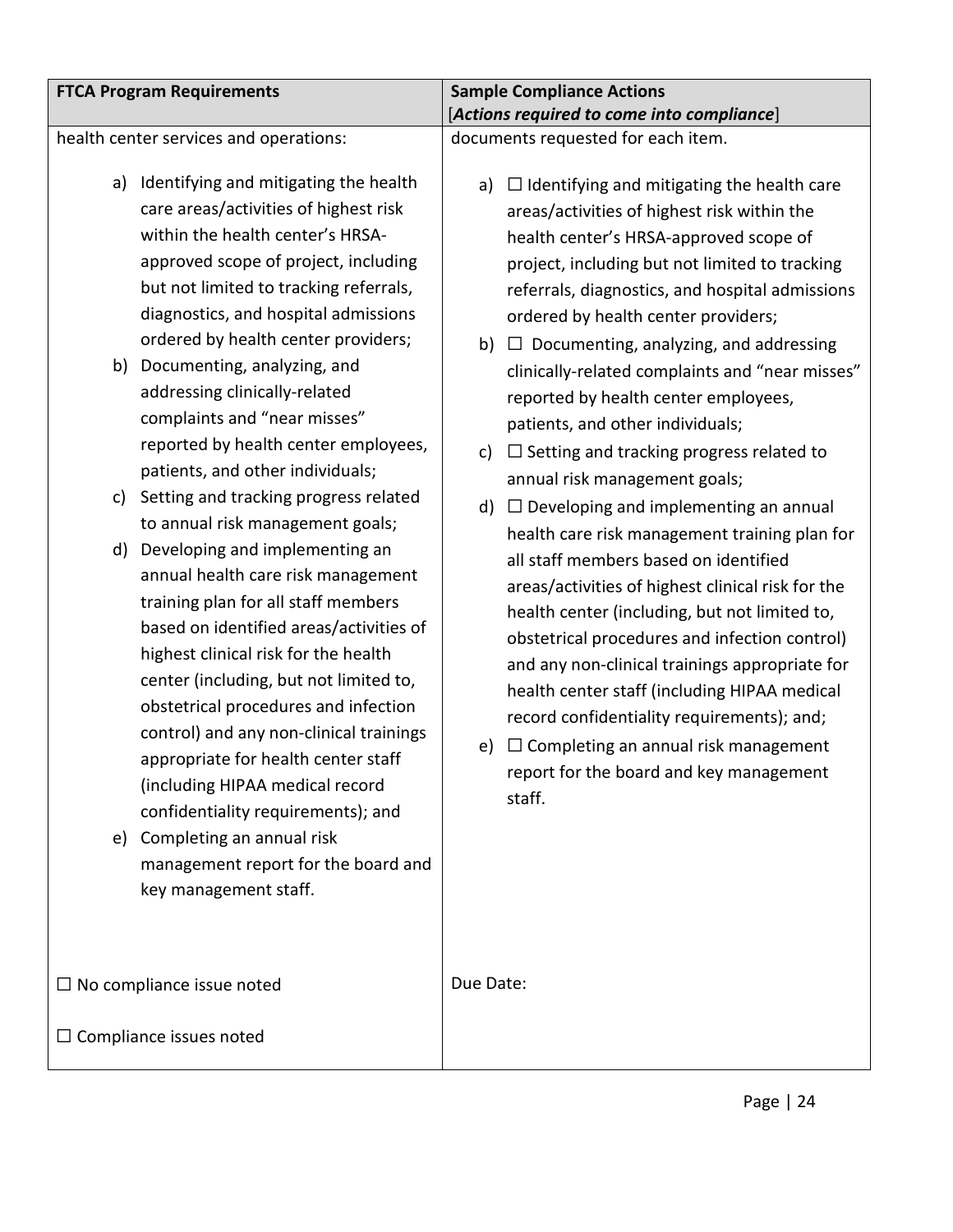| FTCA Program Requirements | Sample Compliance Actions<br>[***Actions required to come into compliance***] |
|---|---|
| health center services and operations:<br><br>a) Identifying and mitigating the health care areas/activities of highest risk within the health center's HRSA-approved scope of project, including but not limited to tracking referrals, diagnostics, and hospital admissions ordered by health center providers;<br>b) Documenting, analyzing, and addressing clinically-related complaints and "near misses" reported by health center employees, patients, and other individuals;<br>c) Setting and tracking progress related to annual risk management goals;<br>d) Developing and implementing an annual health care risk management training plan for all staff members based on identified areas/activities of highest clinical risk for the health center (including, but not limited to, obstetrical procedures and infection control) and any non-clinical trainings appropriate for health center staff (including HIPAA medical record confidentiality requirements); and<br>e) Completing an annual risk management report for the board and key management staff.<br><br>☐ No compliance issue noted<br><br>☐ Compliance issues noted | documents requested for each item.<br><br>a) ☐ Identifying and mitigating the health care areas/activities of highest risk within the health center's HRSA-approved scope of project, including but not limited to tracking referrals, diagnostics, and hospital admissions ordered by health center providers;<br>b) ☐ Documenting, analyzing, and addressing clinically-related complaints and "near misses" reported by health center employees, patients, and other individuals;<br>c) ☐ Setting and tracking progress related to annual risk management goals;<br>d) ☐ Developing and implementing an annual health care risk management training plan for all staff members based on identified areas/activities of highest clinical risk for the health center (including, but not limited to, obstetrical procedures and infection control) and any non-clinical trainings appropriate for health center staff (including HIPAA medical record confidentiality requirements); and;<br>e) ☐ Completing an annual risk management report for the board and key management staff.<br><br>Due Date: |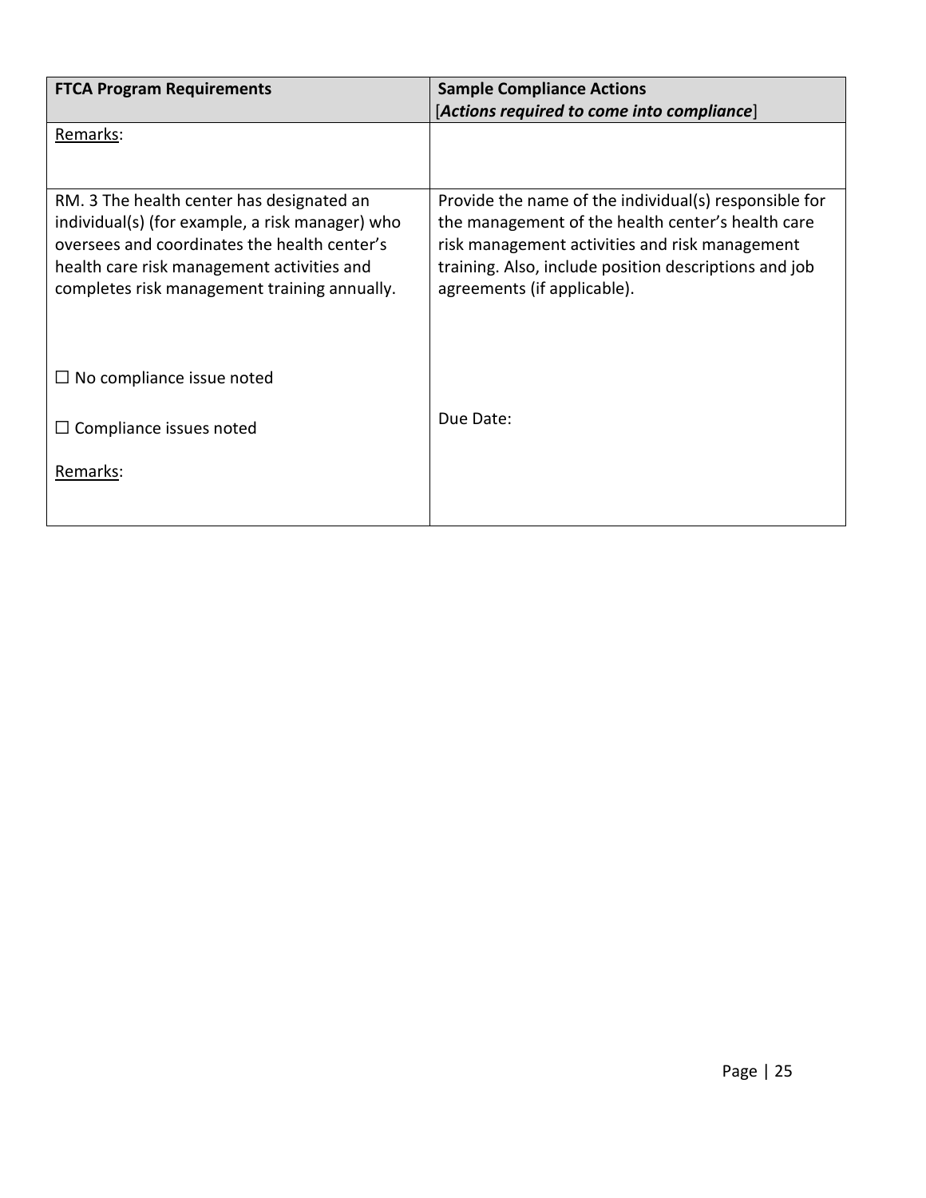| FTCA Program Requirements | Sample Compliance Actions<br>[*Actions required to come into compliance*] |
|---|---|
| Remarks: | |
| RM. 3 The health center has designated an individual(s) (for example, a risk manager) who oversees and coordinates the health center's health care risk management activities and completes risk management training annually.<br><br>☐ No compliance issue noted<br><br>☐ Compliance issues noted<br><br>Remarks: | Provide the name of the individual(s) responsible for the management of the health center's health care risk management activities and risk management training. Also, include position descriptions and job agreements (if applicable).<br><br>Due Date: |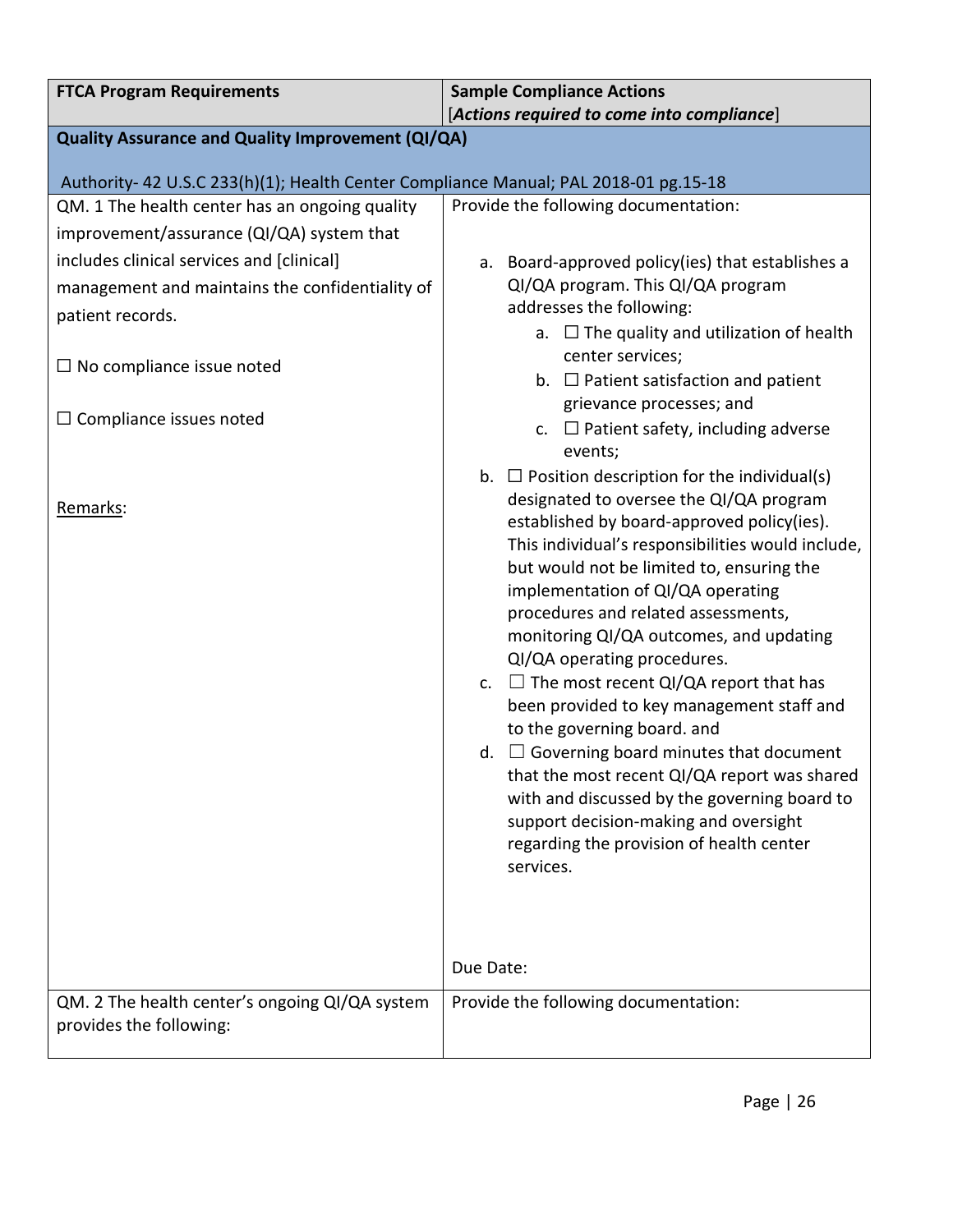| FTCA Program Requirements | Sample Compliance Actions [*Actions required to come into compliance*] |
|---|---|
| **Quality Assurance and Quality Improvement (QI/QA)**<br><br>Authority- 42 U.S.C 233(h)(1); Health Center Compliance Manual; PAL 2018-01 pg.15-18 | |
| QM. 1 The health center has an ongoing quality improvement/assurance (QI/QA) system that includes clinical services and [clinical] management and maintains the confidentiality of patient records.<br><br>☐ No compliance issue noted<br><br>☐ Compliance issues noted<br><br><u>Remarks</u>: | Provide the following documentation:<br><br>a. Board-approved policy(ies) that establishes a QI/QA program. This QI/QA program addresses the following:<br>&nbsp;&nbsp;&nbsp;&nbsp;a. ☐ The quality and utilization of health center services;<br>&nbsp;&nbsp;&nbsp;&nbsp;b. ☐ Patient satisfaction and patient grievance processes; and<br>&nbsp;&nbsp;&nbsp;&nbsp;c. ☐ Patient safety, including adverse events;<br>b. ☐ Position description for the individual(s) designated to oversee the QI/QA program established by board-approved policy(ies). This individual's responsibilities would include, but would not be limited to, ensuring the implementation of QI/QA operating procedures and related assessments, monitoring QI/QA outcomes, and updating QI/QA operating procedures.<br>c. ☐ The most recent QI/QA report that has been provided to key management staff and to the governing board. and<br>d. ☐ Governing board minutes that document that the most recent QI/QA report was shared with and discussed by the governing board to support decision-making and oversight regarding the provision of health center services.<br><br>Due Date: |
| QM. 2 The health center's ongoing QI/QA system provides the following: | Provide the following documentation: |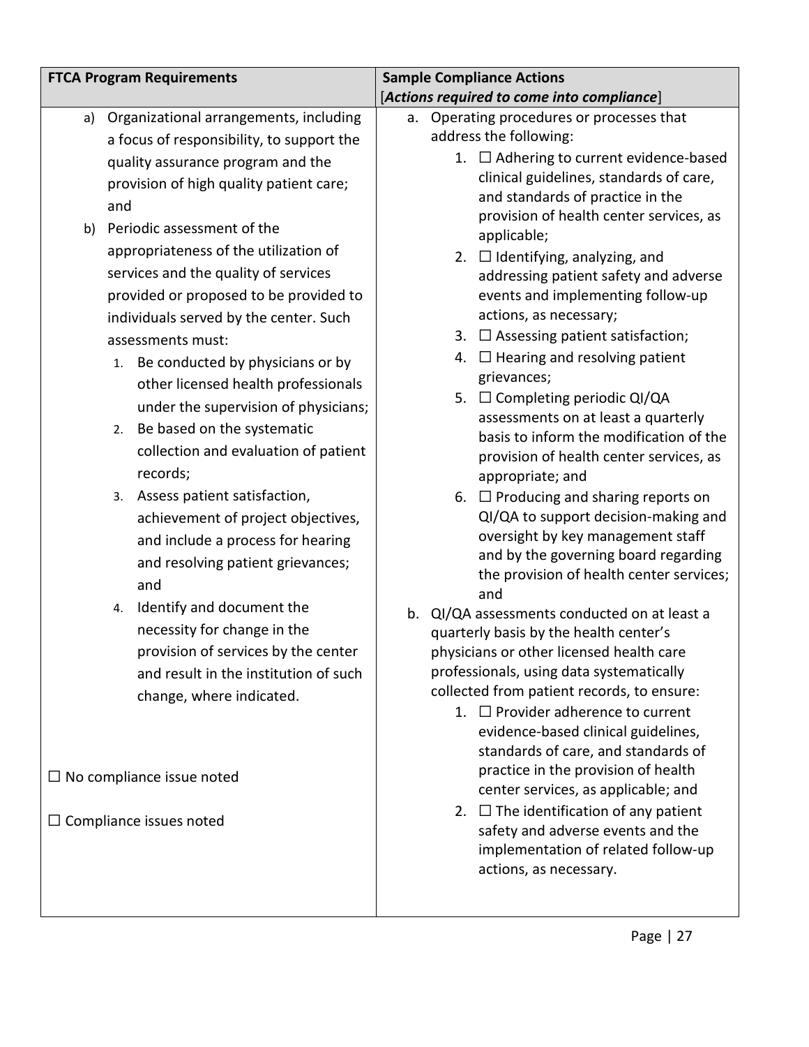| FTCA Program Requirements | Sample Compliance Actions [*Actions required to come into compliance*] |
|---|---|
| a) Organizational arrangements, including a focus of responsibility, to support the quality assurance program and the provision of high quality patient care; and<br>b) Periodic assessment of the appropriateness of the utilization of services and the quality of services provided or proposed to be provided to individuals served by the center. Such assessments must:<br>1. Be conducted by physicians or by other licensed health professionals under the supervision of physicians;<br>2. Be based on the systematic collection and evaluation of patient records;<br>3. Assess patient satisfaction, achievement of project objectives, and include a process for hearing and resolving patient grievances; and<br>4. Identify and document the necessity for change in the provision of services by the center and result in the institution of such change, where indicated.<br><br>☐ No compliance issue noted<br><br>☐ Compliance issues noted | a. Operating procedures or processes that address the following:<br>1. ☐ Adhering to current evidence-based clinical guidelines, standards of care, and standards of practice in the provision of health center services, as applicable;<br>2. ☐ Identifying, analyzing, and addressing patient safety and adverse events and implementing follow-up actions, as necessary;<br>3. ☐ Assessing patient satisfaction;<br>4. ☐ Hearing and resolving patient grievances;<br>5. ☐ Completing periodic QI/QA assessments on at least a quarterly basis to inform the modification of the provision of health center services, as appropriate; and<br>6. ☐ Producing and sharing reports on QI/QA to support decision-making and oversight by key management staff and by the governing board regarding the provision of health center services; and<br>b. QI/QA assessments conducted on at least a quarterly basis by the health center's physicians or other licensed health care professionals, using data systematically collected from patient records, to ensure:<br>1. ☐ Provider adherence to current evidence-based clinical guidelines, standards of care, and standards of practice in the provision of health center services, as applicable; and<br>2. ☐ The identification of any patient safety and adverse events and the implementation of related follow-up actions, as necessary. |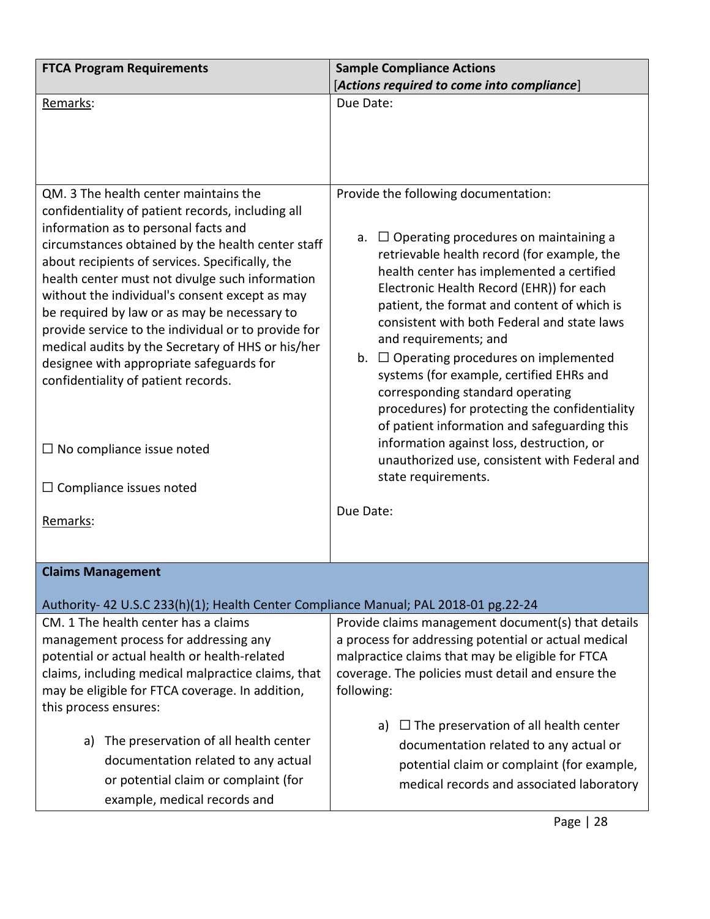| FTCA Program Requirements | Sample Compliance Actions [*Actions required to come into compliance*] |
| --- | --- |
| Remarks: | Due Date: |
| QM. 3 The health center maintains the confidentiality of patient records, including all information as to personal facts and circumstances obtained by the health center staff about recipients of services. Specifically, the health center must not divulge such information without the individual's consent except as may be required by law or as may be necessary to provide service to the individual or to provide for medical audits by the Secretary of HHS or his/her designee with appropriate safeguards for confidentiality of patient records.<br><br>☐ No compliance issue noted<br><br>☐ Compliance issues noted<br><br>Remarks: | Provide the following documentation:<br><br>a. ☐ Operating procedures on maintaining a retrievable health record (for example, the health center has implemented a certified Electronic Health Record (EHR)) for each patient, the format and content of which is consistent with both Federal and state laws and requirements; and<br>b. ☐ Operating procedures on implemented systems (for example, certified EHRs and corresponding standard operating procedures) for protecting the confidentiality of patient information and safeguarding this information against loss, destruction, or unauthorized use, consistent with Federal and state requirements.<br><br>Due Date: |
| **Claims Management**<br><br>Authority- 42 U.S.C 233(h)(1); Health Center Compliance Manual; PAL 2018-01 pg.22-24 | |
| CM. 1 The health center has a claims management process for addressing any potential or actual health or health-related claims, including medical malpractice claims, that may be eligible for FTCA coverage. In addition, this process ensures:<br><br>a) The preservation of all health center documentation related to any actual or potential claim or complaint (for example, medical records and | Provide claims management document(s) that details a process for addressing potential or actual medical malpractice claims that may be eligible for FTCA coverage. The policies must detail and ensure the following:<br><br>a) ☐ The preservation of all health center documentation related to any actual or potential claim or complaint (for example, medical records and associated laboratory |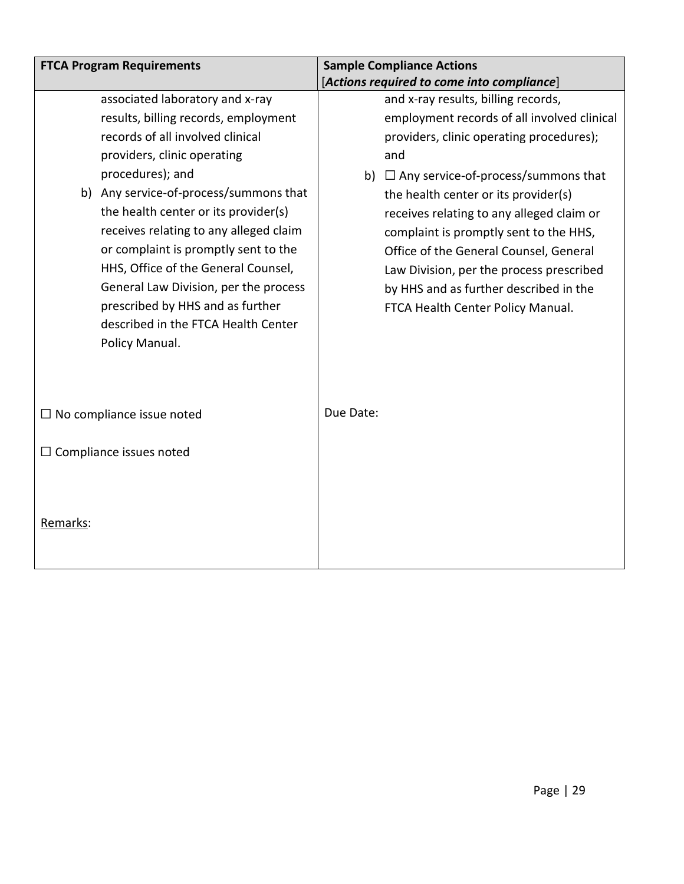| FTCA Program Requirements | Sample Compliance Actions<br>[*Actions required to come into compliance*] |
|---|---|
| associated laboratory and x-ray results, billing records, employment records of all involved clinical providers, clinic operating procedures); and<br>b) Any service-of-process/summons that the health center or its provider(s) receives relating to any alleged claim or complaint is promptly sent to the HHS, Office of the General Counsel, General Law Division, per the process prescribed by HHS and as further described in the FTCA Health Center Policy Manual.<br><br>☐ No compliance issue noted<br><br>☐ Compliance issues noted<br><br>Remarks: | and x-ray results, billing records, employment records of all involved clinical providers, clinic operating procedures); and<br>b) ☐ Any service-of-process/summons that the health center or its provider(s) receives relating to any alleged claim or complaint is promptly sent to the HHS, Office of the General Counsel, General Law Division, per the process prescribed by HHS and as further described in the FTCA Health Center Policy Manual.<br><br>Due Date: |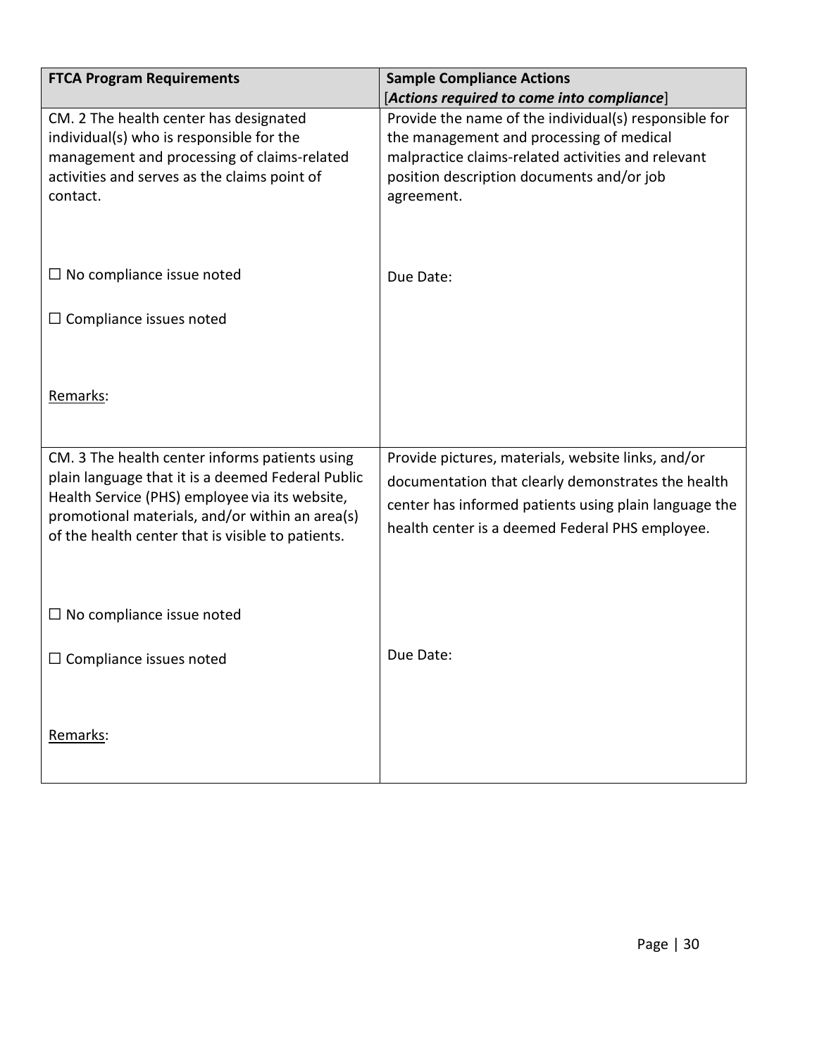| FTCA Program Requirements | Sample Compliance Actions [*Actions required to come into compliance*] |
|---|---|
| CM. 2 The health center has designated individual(s) who is responsible for the management and processing of claims-related activities and serves as the claims point of contact.<br><br>☐ No compliance issue noted<br><br>☐ Compliance issues noted<br><br>Remarks: | Provide the name of the individual(s) responsible for the management and processing of medical malpractice claims-related activities and relevant position description documents and/or job agreement.<br><br>Due Date: |
| CM. 3 The health center informs patients using plain language that it is a deemed Federal Public Health Service (PHS) employee via its website, promotional materials, and/or within an area(s) of the health center that is visible to patients.<br><br>☐ No compliance issue noted<br><br>☐ Compliance issues noted<br><br>Remarks: | Provide pictures, materials, website links, and/or documentation that clearly demonstrates the health center has informed patients using plain language the health center is a deemed Federal PHS employee.<br><br>Due Date: |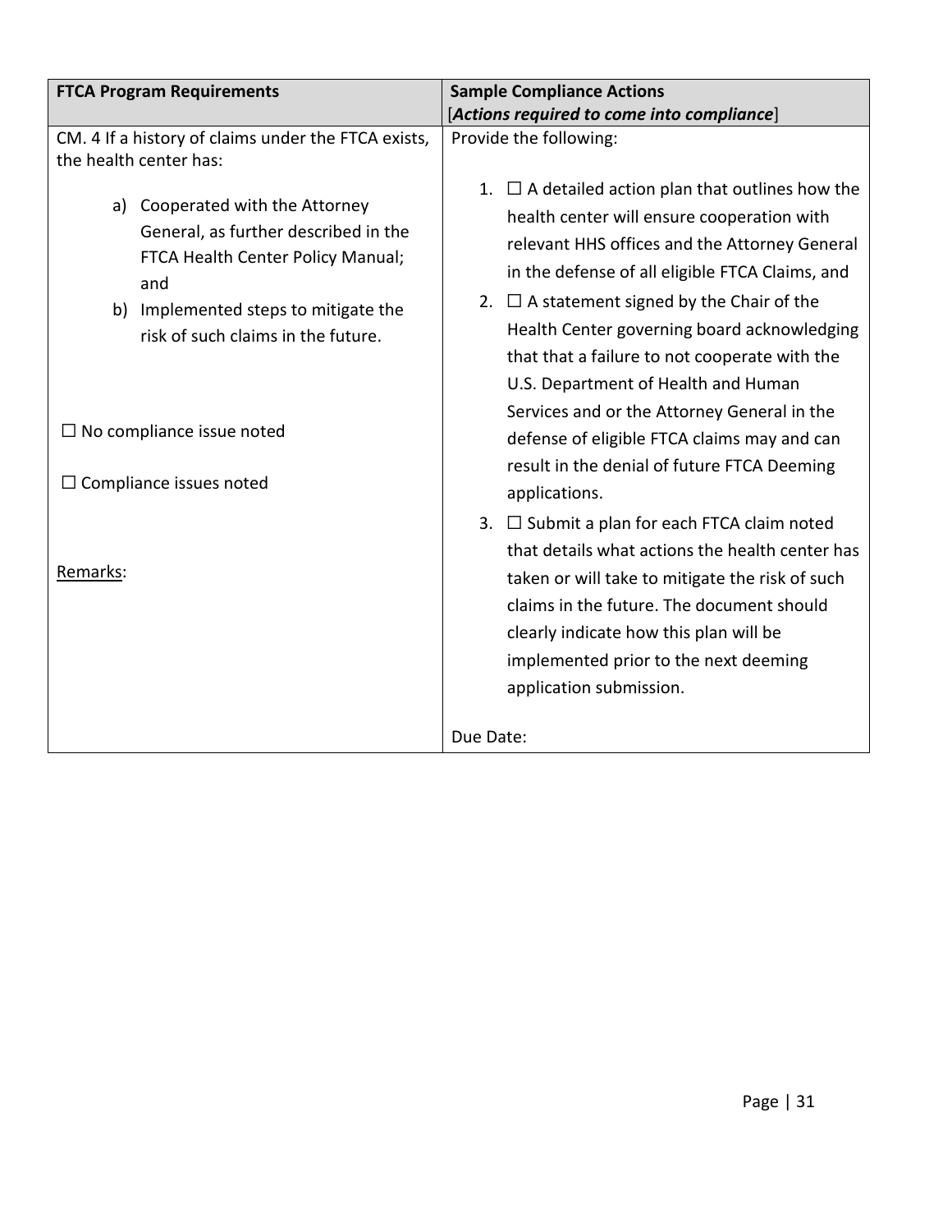| FTCA Program Requirements | Sample Compliance Actions<br>[*Actions required to come into compliance*] |
|---|---|
| CM. 4 If a history of claims under the FTCA exists, the health center has:<br><br>a) Cooperated with the Attorney General, as further described in the FTCA Health Center Policy Manual; and<br>b) Implemented steps to mitigate the risk of such claims in the future.<br><br>☐ No compliance issue noted<br><br>☐ Compliance issues noted<br><br>Remarks: | Provide the following:<br><br>1. ☐ A detailed action plan that outlines how the health center will ensure cooperation with relevant HHS offices and the Attorney General in the defense of all eligible FTCA Claims, and<br>2. ☐ A statement signed by the Chair of the Health Center governing board acknowledging that that a failure to not cooperate with the U.S. Department of Health and Human Services and or the Attorney General in the defense of eligible FTCA claims may and can result in the denial of future FTCA Deeming applications.<br>3. ☐ Submit a plan for each FTCA claim noted that details what actions the health center has taken or will take to mitigate the risk of such claims in the future. The document should clearly indicate how this plan will be implemented prior to the next deeming application submission.<br><br>Due Date: |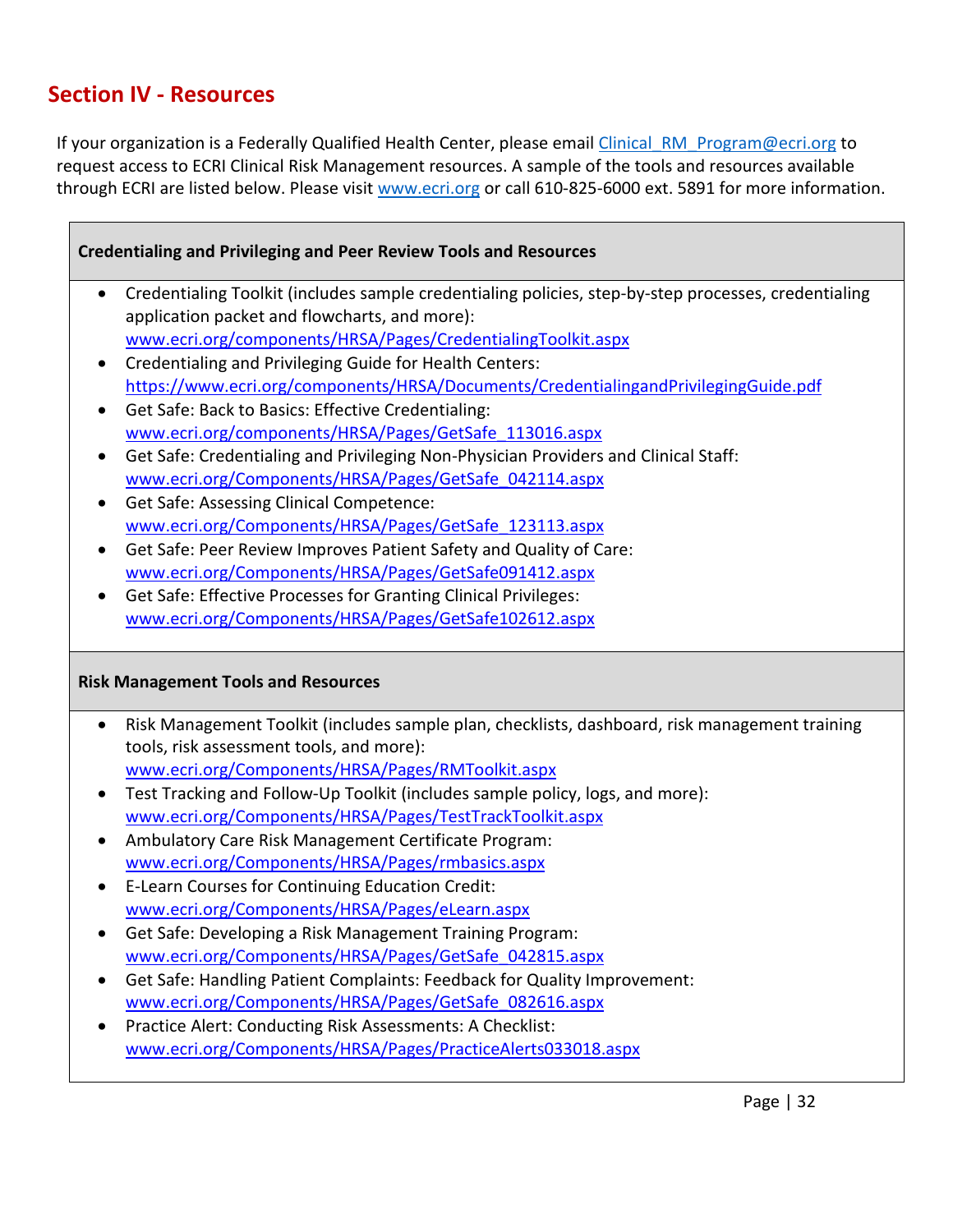## Section IV - Resources

If your organization is a Federally Qualified Health Center, please email Clinical_RM_Program@ecri.org to request access to ECRI Clinical Risk Management resources. A sample of the tools and resources available through ECRI are listed below. Please visit www.ecri.org or call 610-825-6000 ext. 5891 for more information.

### Credentialing and Privileging and Peer Review Tools and Resources

- Credentialing Toolkit (includes sample credentialing policies, step-by-step processes, credentialing application packet and flowcharts, and more): www.ecri.org/components/HRSA/Pages/CredentialingToolkit.aspx
- Credentialing and Privileging Guide for Health Centers: https://www.ecri.org/components/HRSA/Documents/CredentialingandPrivilegingGuide.pdf
- Get Safe: Back to Basics: Effective Credentialing: www.ecri.org/components/HRSA/Pages/GetSafe_113016.aspx
- Get Safe: Credentialing and Privileging Non-Physician Providers and Clinical Staff: www.ecri.org/Components/HRSA/Pages/GetSafe_042114.aspx
- Get Safe: Assessing Clinical Competence: www.ecri.org/Components/HRSA/Pages/GetSafe_123113.aspx
- Get Safe: Peer Review Improves Patient Safety and Quality of Care: www.ecri.org/Components/HRSA/Pages/GetSafe091412.aspx
- Get Safe: Effective Processes for Granting Clinical Privileges: www.ecri.org/Components/HRSA/Pages/GetSafe102612.aspx

### Risk Management Tools and Resources

- Risk Management Toolkit (includes sample plan, checklists, dashboard, risk management training tools, risk assessment tools, and more): www.ecri.org/Components/HRSA/Pages/RMToolkit.aspx
- Test Tracking and Follow-Up Toolkit (includes sample policy, logs, and more): www.ecri.org/Components/HRSA/Pages/TestTrackToolkit.aspx
- Ambulatory Care Risk Management Certificate Program: www.ecri.org/Components/HRSA/Pages/rmbasics.aspx
- E-Learn Courses for Continuing Education Credit: www.ecri.org/Components/HRSA/Pages/eLearn.aspx
- Get Safe: Developing a Risk Management Training Program: www.ecri.org/Components/HRSA/Pages/GetSafe_042815.aspx
- Get Safe: Handling Patient Complaints: Feedback for Quality Improvement: www.ecri.org/Components/HRSA/Pages/GetSafe_082616.aspx
- Practice Alert: Conducting Risk Assessments: A Checklist: www.ecri.org/Components/HRSA/Pages/PracticeAlerts033018.aspx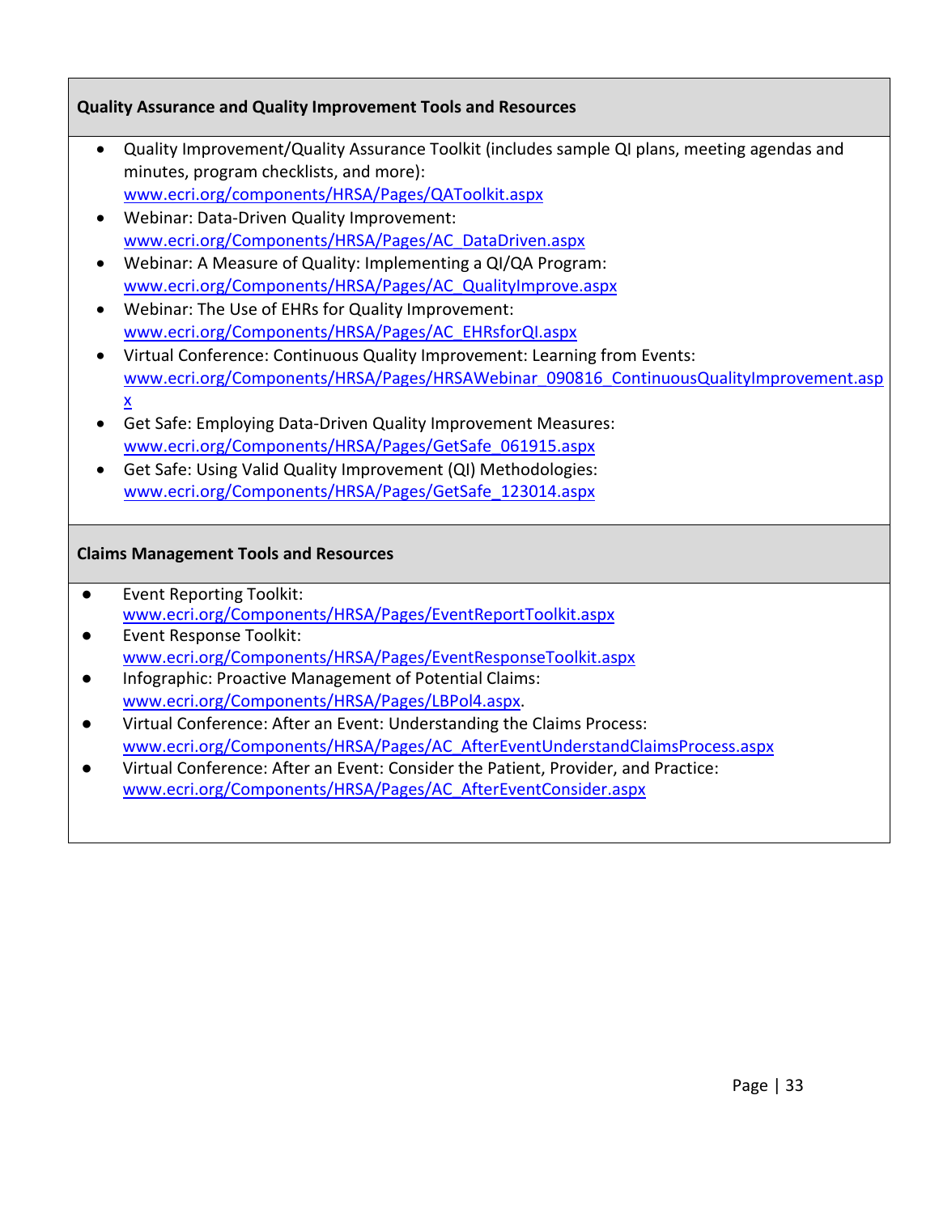## Quality Assurance and Quality Improvement Tools and Resources

- Quality Improvement/Quality Assurance Toolkit (includes sample QI plans, meeting agendas and minutes, program checklists, and more): www.ecri.org/components/HRSA/Pages/QAToolkit.aspx
- Webinar: Data-Driven Quality Improvement: www.ecri.org/Components/HRSA/Pages/AC_DataDriven.aspx
- Webinar: A Measure of Quality: Implementing a QI/QA Program: www.ecri.org/Components/HRSA/Pages/AC_QualityImprove.aspx
- Webinar: The Use of EHRs for Quality Improvement: www.ecri.org/Components/HRSA/Pages/AC_EHRsforQI.aspx
- Virtual Conference: Continuous Quality Improvement: Learning from Events: www.ecri.org/Components/HRSA/Pages/HRSAWebinar_090816_ContinuousQualityImprovement.aspx
- Get Safe: Employing Data-Driven Quality Improvement Measures: www.ecri.org/Components/HRSA/Pages/GetSafe_061915.aspx
- Get Safe: Using Valid Quality Improvement (QI) Methodologies: www.ecri.org/Components/HRSA/Pages/GetSafe_123014.aspx

## Claims Management Tools and Resources

- Event Reporting Toolkit: www.ecri.org/Components/HRSA/Pages/EventReportToolkit.aspx
- Event Response Toolkit: www.ecri.org/Components/HRSA/Pages/EventResponseToolkit.aspx
- Infographic: Proactive Management of Potential Claims: www.ecri.org/Components/HRSA/Pages/LBPol4.aspx.
- Virtual Conference: After an Event: Understanding the Claims Process: www.ecri.org/Components/HRSA/Pages/AC_AfterEventUnderstandClaimsProcess.aspx
- Virtual Conference: After an Event: Consider the Patient, Provider, and Practice: www.ecri.org/Components/HRSA/Pages/AC_AfterEventConsider.aspx